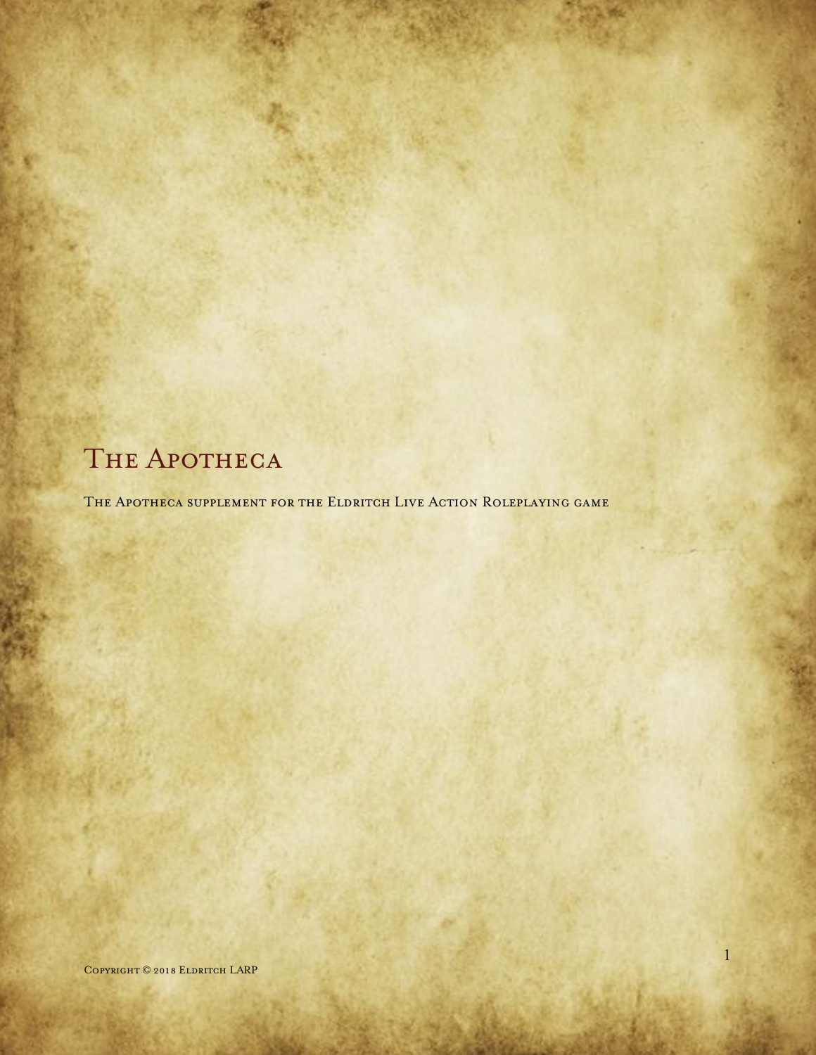# The Apotheca

The Apotheca supplement for the Eldritch Live Action Roleplaying game

Copyright © 2018 Eldritch LARP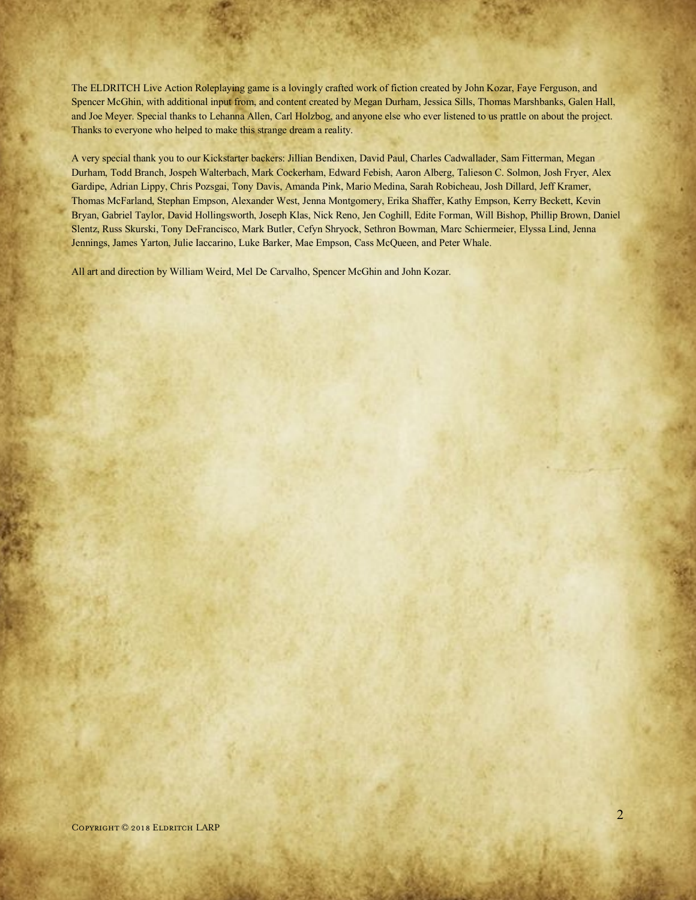The ELDRITCH Live Action Roleplaying game is a lovingly crafted work of fiction created by John Kozar, Faye Ferguson, and Spencer McGhin, with additional input from, and content created by Megan Durham, Jessica Sills, Thomas Marshbanks, Galen Hall, and Joe Meyer. Special thanks to Lehanna Allen, Carl Holzbog, and anyone else who ever listened to us prattle on about the project. Thanks to everyone who helped to make this strange dream a reality.

A very special thank you to our Kickstarter backers: Jillian Bendixen, David Paul, Charles Cadwallader, Sam Fitterman, Megan Durham, Todd Branch, Jospeh Walterbach, Mark Cockerham, Edward Febish, Aaron Alberg, Talieson C. Solmon, Josh Fryer, Alex Gardipe, Adrian Lippy, Chris Pozsgai, Tony Davis, Amanda Pink, Mario Medina, Sarah Robicheau, Josh Dillard, Jeff Kramer, Thomas McFarland, Stephan Empson, Alexander West, Jenna Montgomery, Erika Shaffer, Kathy Empson, Kerry Beckett, Kevin Bryan, Gabriel Taylor, David Hollingsworth, Joseph Klas, Nick Reno, Jen Coghill, Edite Forman, Will Bishop, Phillip Brown, Daniel Slentz, Russ Skurski, Tony DeFrancisco, Mark Butler, Cefyn Shryock, Sethron Bowman, Marc Schiermeier, Elyssa Lind, Jenna Jennings, James Yarton, Julie Iaccarino, Luke Barker, Mae Empson, Cass McQueen, and Peter Whale.

All art and direction by William Weird, Mel De Carvalho, Spencer McGhin and John Kozar.

Copyright © 2018 Eldritch LARP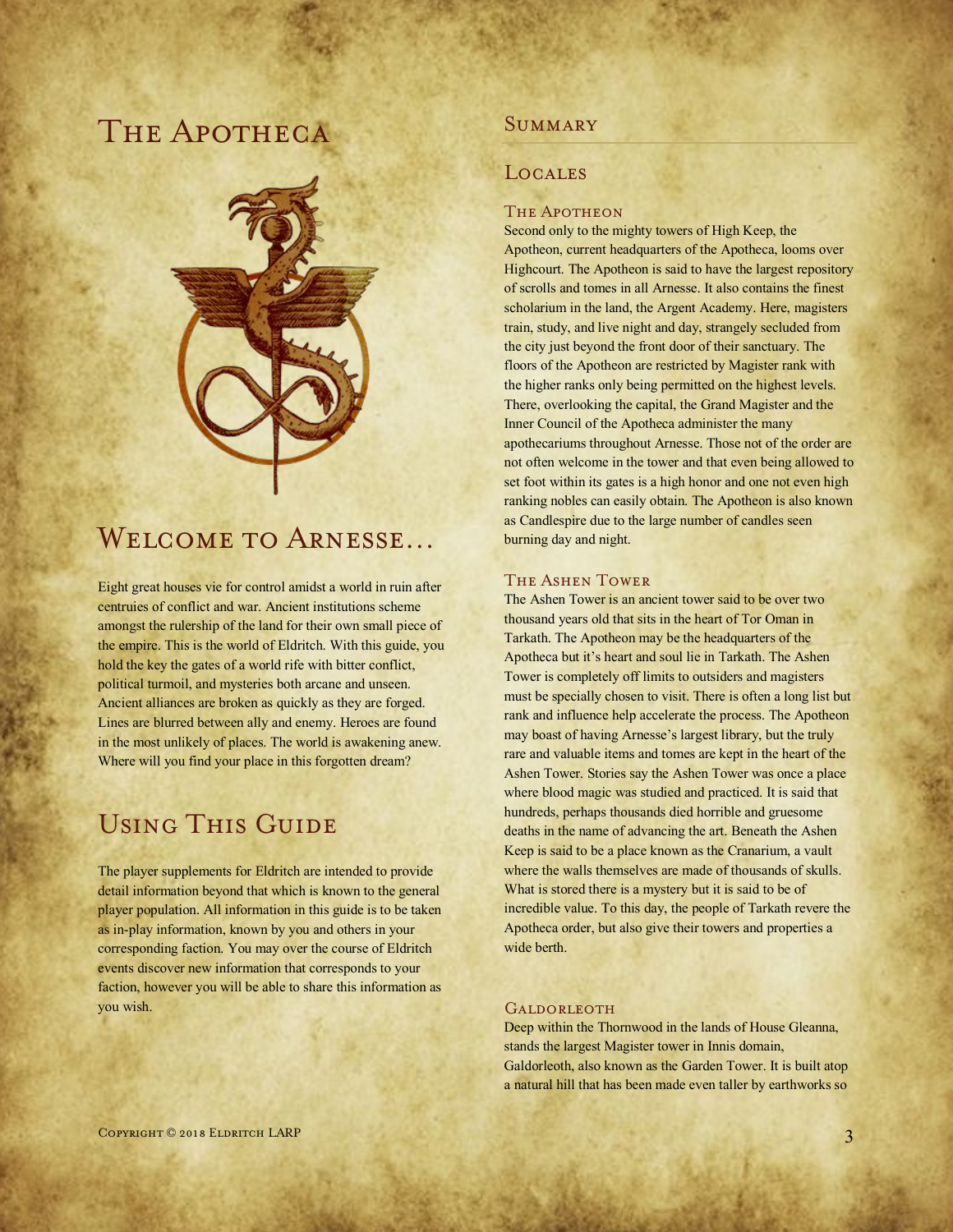# The Apotheca

# Welcome to Arnesse...

Eight great houses vie for control amidst a world in ruin after centruies of conflict and war. Ancient institutions scheme amongst the rulership of the land for their own small piece of the empire. This is the world of Eldritch. With this guide, you hold the key the gates of a world rife with bitter conflict, political turmoil, and mysteries both arcane and unseen. Ancient alliances are broken as quickly as they are forged. Lines are blurred between ally and enemy. Heroes are found in the most unlikely of places. The world is awakening anew. Where will you find your place in this forgotten dream?

# Using This Guide

The player supplements for Eldritch are intended to provide detail information beyond that which is known to the general player population. All information in this guide is to be taken as in-play information, known by you and others in your corresponding faction. You may over the course of Eldritch events discover new information that corresponds to your faction, however you will be able to share this information as you wish.

## Summary

## Locales

### The Apotheon

Second only to the mighty towers of High Keep, the Apotheon, current headquarters of the Apotheca, looms over Highcourt. The Apotheon is said to have the largest repository of scrolls and tomes in all Arnesse. It also contains the finest scholarium in the land, the Argent Academy. Here, magisters train, study, and live night and day, strangely secluded from the city just beyond the front door of their sanctuary. The floors of the Apotheon are restricted by Magister rank with the higher ranks only being permitted on the highest levels. There, overlooking the capital, the Grand Magister and the Inner Council of the Apotheca administer the many apothecariums throughout Arnesse. Those not of the order are not often welcome in the tower and that even being allowed to set foot within its gates is a high honor and one not even high ranking nobles can easily obtain. The Apotheon is also known as Candlespire due to the large number of candles seen burning day and night.

### The Ashen Tower

The Ashen Tower is an ancient tower said to be over two thousand years old that sits in the heart of Tor Oman in Tarkath. The Apotheon may be the headquarters of the Apotheca but it's heart and soul lie in Tarkath. The Ashen Tower is completely off limits to outsiders and magisters must be specially chosen to visit. There is often a long list but rank and influence help accelerate the process. The Apotheon may boast of having Arnesse's largest library, but the truly rare and valuable items and tomes are kept in the heart of the Ashen Tower. Stories say the Ashen Tower was once a place where blood magic was studied and practiced. It is said that hundreds, perhaps thousands died horrible and gruesome deaths in the name of advancing the art. Beneath the Ashen Keep is said to be a place known as the Cranarium, a vault where the walls themselves are made of thousands of skulls. What is stored there is a mystery but it is said to be of incredible value. To this day, the people of Tarkath revere the Apotheca order, but also give their towers and properties a wide berth.

### Galdorleoth

Deep within the Thornwood in the lands of House Gleanna, stands the largest Magister tower in Innis domain, Galdorleoth, also known as the Garden Tower. It is built atop a natural hill that has been made even taller by earthworks so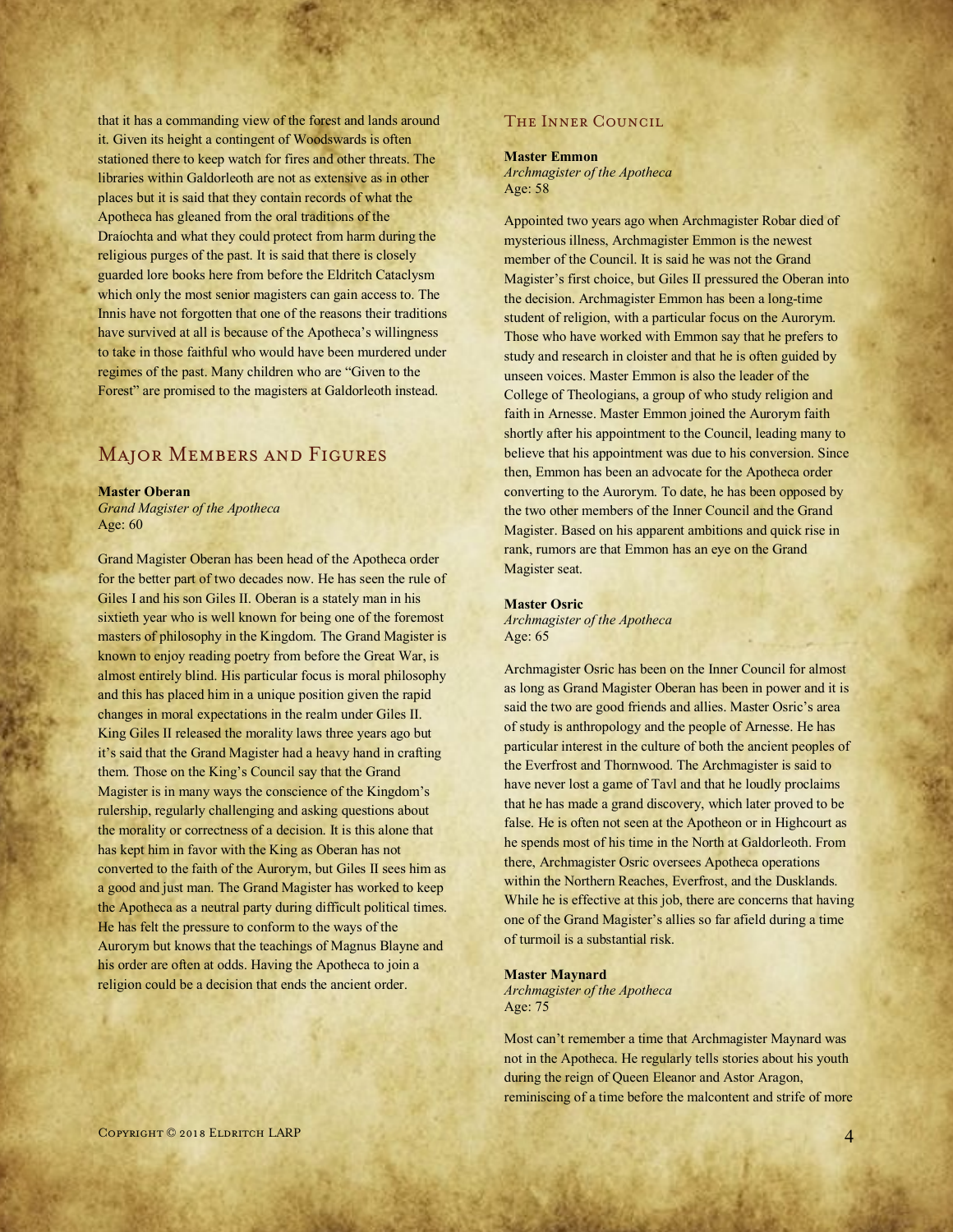that it has a commanding view of the forest and lands around it. Given its height a contingent of Woodswards is often stationed there to keep watch for fires and other threats. The libraries within Galdorleoth are not as extensive as in other places but it is said that they contain records of what the Apotheca has gleaned from the oral traditions of the Draíochta and what they could protect from harm during the religious purges of the past. It is said that there is closely guarded lore books here from before the Eldritch Cataclysm which only the most senior magisters can gain access to. The Innis have not forgotten that one of the reasons their traditions have survived at all is because of the Apotheca's willingness to take in those faithful who would have been murdered under regimes of the past. Many children who are "Given to the Forest" are promised to the magisters at Galdorleoth instead.

## Major Members and Figures

**Master Oberan**
*Grand Magister of the Apotheca*
Age: 60

Grand Magister Oberan has been head of the Apotheca order for the better part of two decades now. He has seen the rule of Giles I and his son Giles II. Oberan is a stately man in his sixtieth year who is well known for being one of the foremost masters of philosophy in the Kingdom. The Grand Magister is known to enjoy reading poetry from before the Great War, is almost entirely blind. His particular focus is moral philosophy and this has placed him in a unique position given the rapid changes in moral expectations in the realm under Giles II. King Giles II released the morality laws three years ago but it's said that the Grand Magister had a heavy hand in crafting them. Those on the King's Council say that the Grand Magister is in many ways the conscience of the Kingdom's rulership, regularly challenging and asking questions about the morality or correctness of a decision. It is this alone that has kept him in favor with the King as Oberan has not converted to the faith of the Aurorym, but Giles II sees him as a good and just man. The Grand Magister has worked to keep the Apotheca as a neutral party during difficult political times. He has felt the pressure to conform to the ways of the Aurorym but knows that the teachings of Magnus Blayne and his order are often at odds. Having the Apotheca to join a religion could be a decision that ends the ancient order.

### The Inner Council

**Master Emmon**
*Archmagister of the Apotheca*
Age: 58

Appointed two years ago when Archmagister Robar died of mysterious illness, Archmagister Emmon is the newest member of the Council. It is said he was not the Grand Magister's first choice, but Giles II pressured the Oberan into the decision. Archmagister Emmon has been a long-time student of religion, with a particular focus on the Aurorym. Those who have worked with Emmon say that he prefers to study and research in cloister and that he is often guided by unseen voices. Master Emmon is also the leader of the College of Theologians, a group of who study religion and faith in Arnesse. Master Emmon joined the Aurorym faith shortly after his appointment to the Council, leading many to believe that his appointment was due to his conversion. Since then, Emmon has been an advocate for the Apotheca order converting to the Aurorym. To date, he has been opposed by the two other members of the Inner Council and the Grand Magister. Based on his apparent ambitions and quick rise in rank, rumors are that Emmon has an eye on the Grand Magister seat.

**Master Osric**
*Archmagister of the Apotheca*
Age: 65

Archmagister Osric has been on the Inner Council for almost as long as Grand Magister Oberan has been in power and it is said the two are good friends and allies. Master Osric's area of study is anthropology and the people of Arnesse. He has particular interest in the culture of both the ancient peoples of the Everfrost and Thornwood. The Archmagister is said to have never lost a game of Tavl and that he loudly proclaims that he has made a grand discovery, which later proved to be false. He is often not seen at the Apotheon or in Highcourt as he spends most of his time in the North at Galdorleoth. From there, Archmagister Osric oversees Apotheca operations within the Northern Reaches, Everfrost, and the Dusklands. While he is effective at this job, there are concerns that having one of the Grand Magister's allies so far afield during a time of turmoil is a substantial risk.

**Master Maynard**
*Archmagister of the Apotheca*
Age: 75

Most can't remember a time that Archmagister Maynard was not in the Apotheca. He regularly tells stories about his youth during the reign of Queen Eleanor and Astor Aragon, reminiscing of a time before the malcontent and strife of more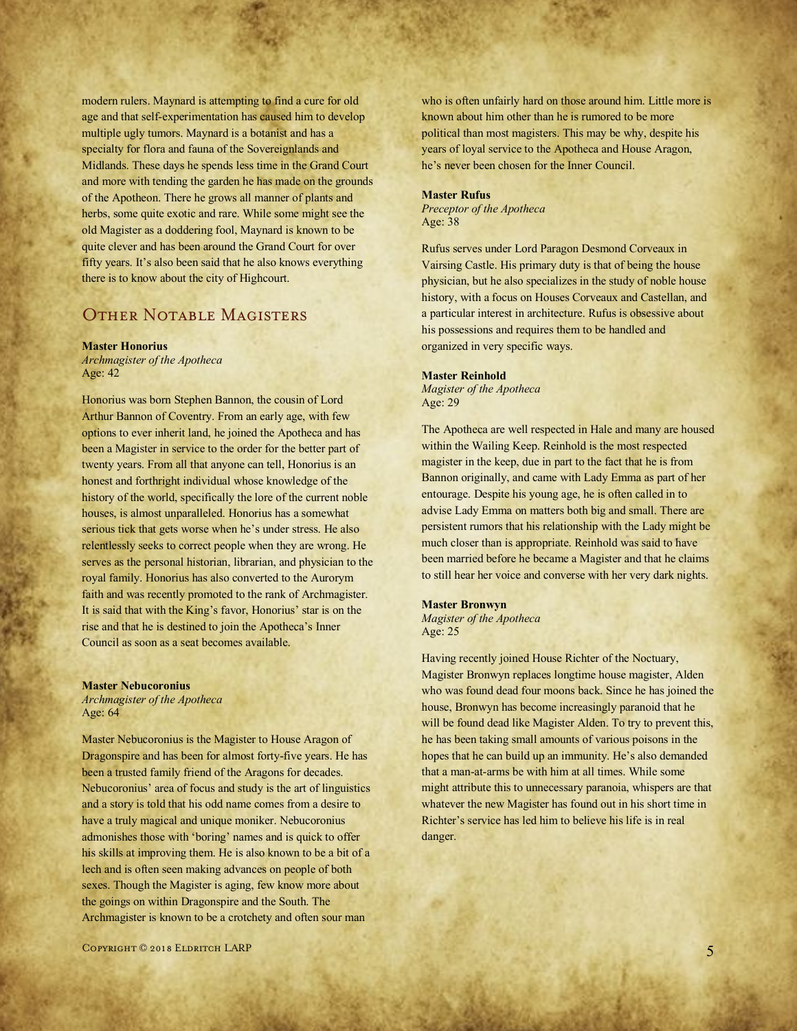modern rulers. Maynard is attempting to find a cure for old age and that self-experimentation has caused him to develop multiple ugly tumors. Maynard is a botanist and has a specialty for flora and fauna of the Sovereignlands and Midlands. These days he spends less time in the Grand Court and more with tending the garden he has made on the grounds of the Apotheon. There he grows all manner of plants and herbs, some quite exotic and rare. While some might see the old Magister as a doddering fool, Maynard is known to be quite clever and has been around the Grand Court for over fifty years. It's also been said that he also knows everything there is to know about the city of Highcourt.

## Other Notable Magisters

**Master Honorius**
*Archmagister of the Apotheca*
Age: 42

Honorius was born Stephen Bannon, the cousin of Lord Arthur Bannon of Coventry. From an early age, with few options to ever inherit land, he joined the Apotheca and has been a Magister in service to the order for the better part of twenty years. From all that anyone can tell, Honorius is an honest and forthright individual whose knowledge of the history of the world, specifically the lore of the current noble houses, is almost unparalleled. Honorius has a somewhat serious tick that gets worse when he's under stress. He also relentlessly seeks to correct people when they are wrong. He serves as the personal historian, librarian, and physician to the royal family. Honorius has also converted to the Aurorym faith and was recently promoted to the rank of Archmagister. It is said that with the King's favor, Honorius' star is on the rise and that he is destined to join the Apotheca's Inner Council as soon as a seat becomes available.

**Master Nebucoronius**
*Archmagister of the Apotheca*
Age: 64

Master Nebucoronius is the Magister to House Aragon of Dragonspire and has been for almost forty-five years. He has been a trusted family friend of the Aragons for decades. Nebucoronius' area of focus and study is the art of linguistics and a story is told that his odd name comes from a desire to have a truly magical and unique moniker. Nebucoronius admonishes those with 'boring' names and is quick to offer his skills at improving them. He is also known to be a bit of a lech and is often seen making advances on people of both sexes. Though the Magister is aging, few know more about the goings on within Dragonspire and the South. The Archmagister is known to be a crotchety and often sour man who is often unfairly hard on those around him. Little more is known about him other than he is rumored to be more political than most magisters. This may be why, despite his years of loyal service to the Apotheca and House Aragon, he's never been chosen for the Inner Council.

**Master Rufus**
*Preceptor of the Apotheca*
Age: 38

Rufus serves under Lord Paragon Desmond Corveaux in Vairsing Castle. His primary duty is that of being the house physician, but he also specializes in the study of noble house history, with a focus on Houses Corveaux and Castellan, and a particular interest in architecture. Rufus is obsessive about his possessions and requires them to be handled and organized in very specific ways.

**Master Reinhold**
*Magister of the Apotheca*
Age: 29

The Apotheca are well respected in Hale and many are housed within the Wailing Keep. Reinhold is the most respected magister in the keep, due in part to the fact that he is from Bannon originally, and came with Lady Emma as part of her entourage. Despite his young age, he is often called in to advise Lady Emma on matters both big and small. There are persistent rumors that his relationship with the Lady might be much closer than is appropriate. Reinhold was said to have been married before he became a Magister and that he claims to still hear her voice and converse with her very dark nights.

**Master Bronwyn**
*Magister of the Apotheca*
Age: 25

Having recently joined House Richter of the Noctuary, Magister Bronwyn replaces longtime house magister, Alden who was found dead four moons back. Since he has joined the house, Bronwyn has become increasingly paranoid that he will be found dead like Magister Alden. To try to prevent this, he has been taking small amounts of various poisons in the hopes that he can build up an immunity. He's also demanded that a man-at-arms be with him at all times. While some might attribute this to unnecessary paranoia, whispers are that whatever the new Magister has found out in his short time in Richter's service has led him to believe his life is in real danger.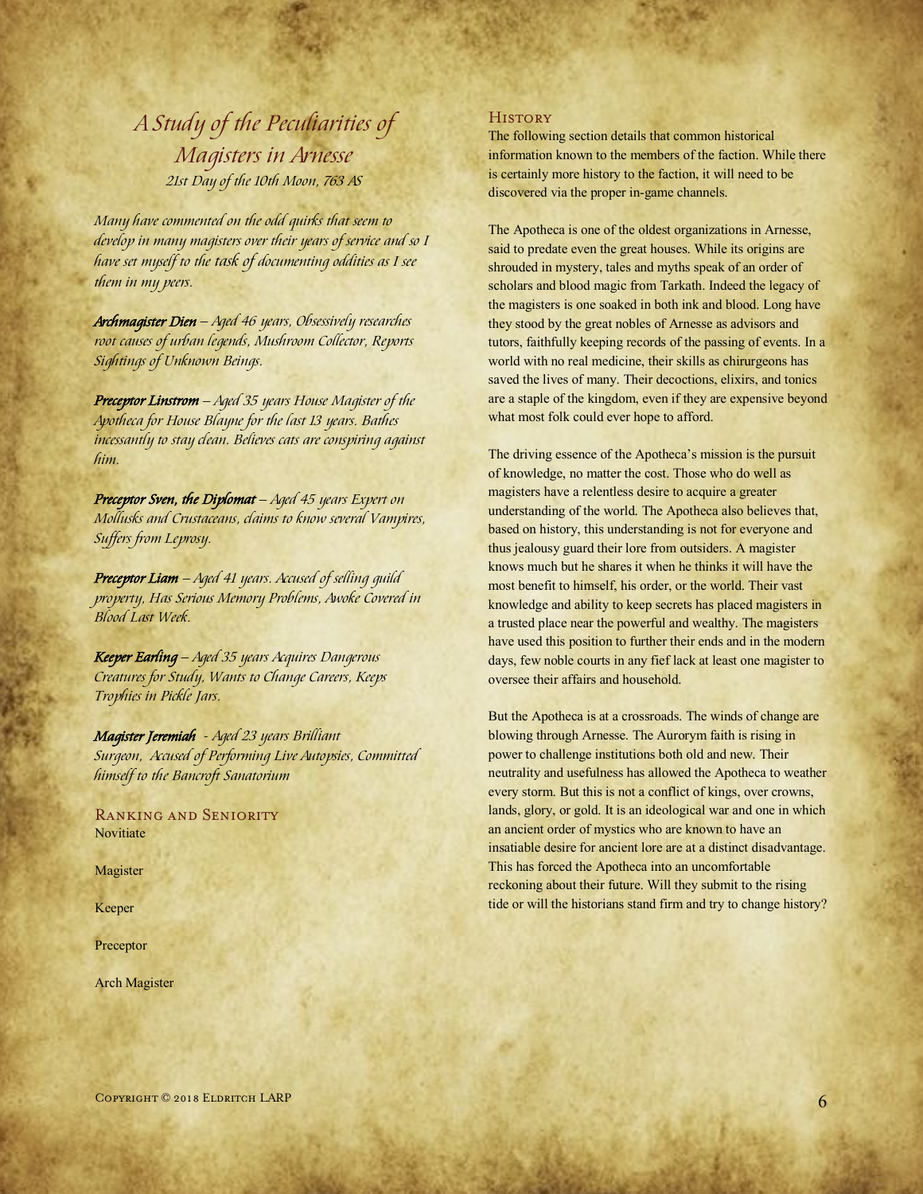## *A Study of the Peculiarities of Magisters in Arnesse*

*21st Day of the 10th Moon, 763 AS*

*Many have commented on the odd quirks that seem to develop in many magisters over their years of service and so I have set myself to the task of documenting oddities as I see them in my peers.*

***Archmagister Dien*** *– Aged 46 years, Obsessively researches root causes of urban legends, Mushroom Collector, Reports Sightings of Unknown Beings.*

***Preceptor Linstrom*** *– Aged 35 years House Magister of the Apotheca for House Blayne for the last 13 years. Bathes incessantly to stay clean. Believes cats are conspiring against him.*

***Preceptor Sven, the Diplomat*** *– Aged 45 years Expert on Mollusks and Crustaceans, claims to know several Vampires, Suffers from Leprosy.*

***Preceptor Liam*** *– Aged 41 years. Accused of selling guild property, Has Serious Memory Problems, Awoke Covered in Blood Last Week.*

***Keeper Earling*** *– Aged 35 years Acquires Dangerous Creatures for Study, Wants to Change Careers, Keeps Trophies in Pickle Jars.*

***Magister Jeremiah*** *- Aged 23 years Brilliant Surgeon, Accused of Performing Live Autopsies, Committed himself to the Bancroft Sanatorium*

### Ranking and Seniority

Novitiate

Magister

Keeper

Preceptor

Arch Magister

### History

The following section details that common historical information known to the members of the faction. While there is certainly more history to the faction, it will need to be discovered via the proper in-game channels.

The Apotheca is one of the oldest organizations in Arnesse, said to predate even the great houses. While its origins are shrouded in mystery, tales and myths speak of an order of scholars and blood magic from Tarkath. Indeed the legacy of the magisters is one soaked in both ink and blood. Long have they stood by the great nobles of Arnesse as advisors and tutors, faithfully keeping records of the passing of events. In a world with no real medicine, their skills as chirurgeons has saved the lives of many. Their decoctions, elixirs, and tonics are a staple of the kingdom, even if they are expensive beyond what most folk could ever hope to afford.

The driving essence of the Apotheca's mission is the pursuit of knowledge, no matter the cost. Those who do well as magisters have a relentless desire to acquire a greater understanding of the world. The Apotheca also believes that, based on history, this understanding is not for everyone and thus jealousy guard their lore from outsiders. A magister knows much but he shares it when he thinks it will have the most benefit to himself, his order, or the world. Their vast knowledge and ability to keep secrets has placed magisters in a trusted place near the powerful and wealthy. The magisters have used this position to further their ends and in the modern days, few noble courts in any fief lack at least one magister to oversee their affairs and household.

But the Apotheca is at a crossroads. The winds of change are blowing through Arnesse. The Aurorym faith is rising in power to challenge institutions both old and new. Their neutrality and usefulness has allowed the Apotheca to weather every storm. But this is not a conflict of kings, over crowns, lands, glory, or gold. It is an ideological war and one in which an ancient order of mystics who are known to have an insatiable desire for ancient lore are at a distinct disadvantage. This has forced the Apotheca into an uncomfortable reckoning about their future. Will they submit to the rising tide or will the historians stand firm and try to change history?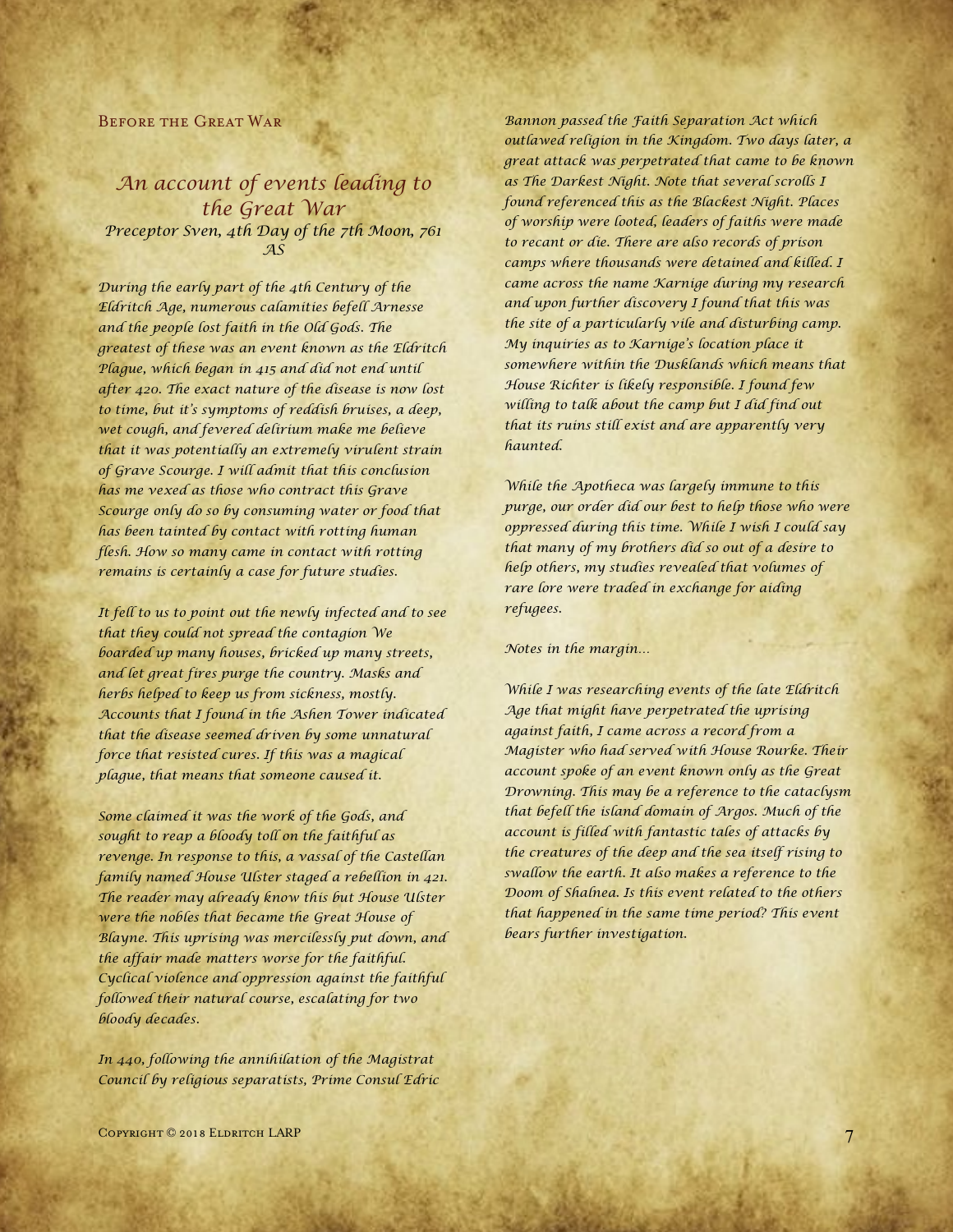## Before the Great War

### *An account of events leading to the Great War*

*Preceptor Sven, 4th Day of the 7th Moon, 761 AS*

*During the early part of the 4th Century of the Eldritch Age, numerous calamities befell Arnesse and the people lost faith in the Old Gods. The greatest of these was an event known as the Eldritch Plague, which began in 415 and did not end until after 420. The exact nature of the disease is now lost to time, but it's symptoms of reddish bruises, a deep, wet cough, and fevered delirium make me believe that it was potentially an extremely virulent strain of Grave Scourge. I will admit that this conclusion has me vexed as those who contract this Grave Scourge only do so by consuming water or food that has been tainted by contact with rotting human flesh. How so many came in contact with rotting remains is certainly a case for future studies.*

*It fell to us to point out the newly infected and to see that they could not spread the contagion We boarded up many houses, bricked up many streets, and let great fires purge the country. Masks and herbs helped to keep us from sickness, mostly. Accounts that I found in the Ashen Tower indicated that the disease seemed driven by some unnatural force that resisted cures. If this was a magical plague, that means that someone caused it.*

*Some claimed it was the work of the Gods, and sought to reap a bloody toll on the faithful as revenge. In response to this, a vassal of the Castellan family named House Ulster staged a rebellion in 421. The reader may already know this but House Ulster were the nobles that became the Great House of Blayne. This uprising was mercilessly put down, and the affair made matters worse for the faithful. Cyclical violence and oppression against the faithful followed their natural course, escalating for two bloody decades.*

*In 440, following the annihilation of the Magistrat Council by religious separatists, Prime Consul Edric Bannon passed the Faith Separation Act which outlawed religion in the Kingdom. Two days later, a great attack was perpetrated that came to be known as The Darkest Night. Note that several scrolls I found referenced this as the Blackest Night. Places of worship were looted, leaders of faiths were made to recant or die. There are also records of prison camps where thousands were detained and killed. I came across the name Karnige during my research and upon further discovery I found that this was the site of a particularly vile and disturbing camp. My inquiries as to Karnige's location place it somewhere within the Dusklands which means that House Richter is likely responsible. I found few willing to talk about the camp but I did find out that its ruins still exist and are apparently very haunted.*

*While the Apotheca was largely immune to this purge, our order did our best to help those who were oppressed during this time. While I wish I could say that many of my brothers did so out of a desire to help others, my studies revealed that volumes of rare lore were traded in exchange for aiding refugees.*

*Notes in the margin...*

*While I was researching events of the late Eldritch Age that might have perpetrated the uprising against faith, I came across a record from a Magister who had served with House Rourke. Their account spoke of an event known only as the Great Drowning. This may be a reference to the cataclysm that befell the island domain of Argos. Much of the account is filled with fantastic tales of attacks by the creatures of the deep and the sea itself rising to swallow the earth. It also makes a reference to the Doom of Shalnea. Is this event related to the others that happened in the same time period? This event bears further investigation.*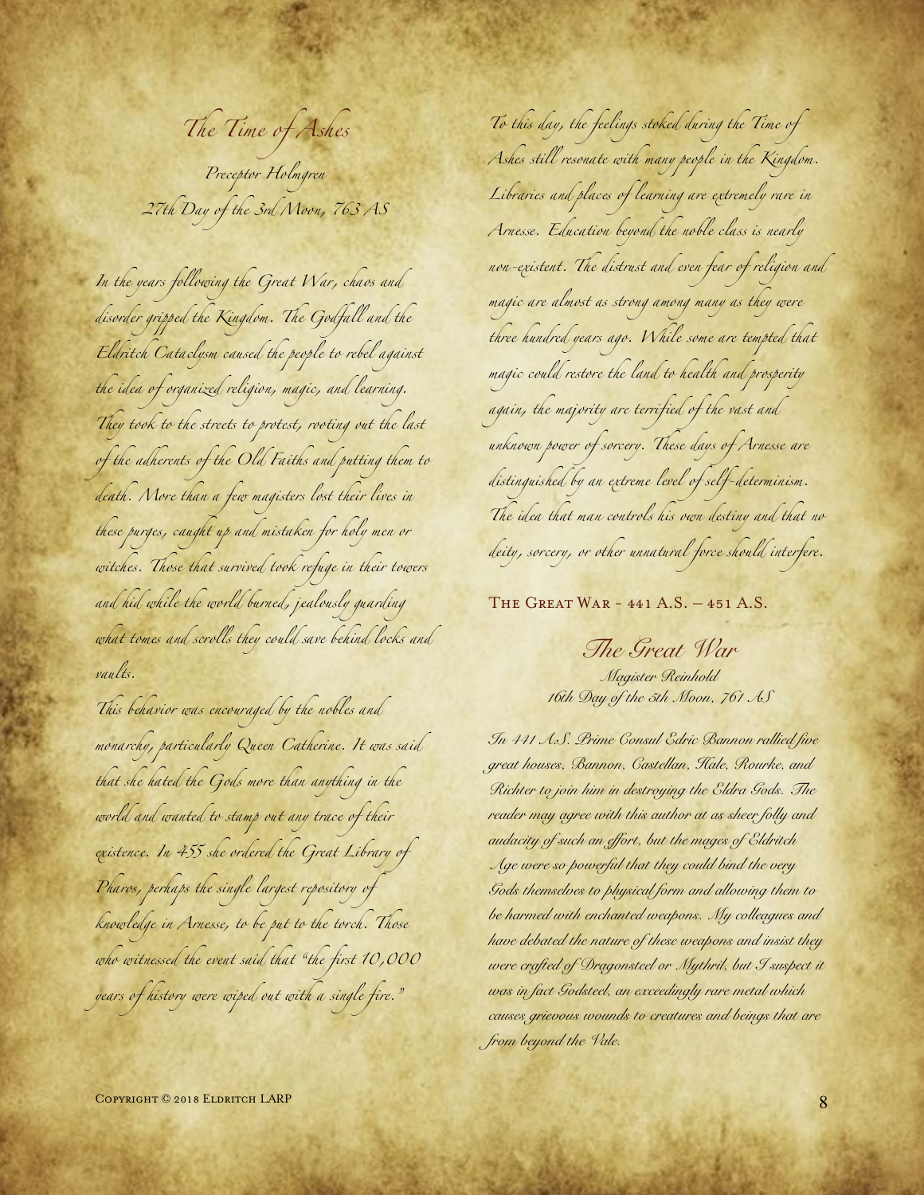## The Time of Ashes

*Preceptor Holmgren*
*27th Day of the 3rd Moon, 763 AS*

*In the years following the Great War, chaos and disorder gripped the Kingdom. The Godfall and the Eldritch Cataclysm caused the people to rebel against the idea of organized religion, magic, and learning. They took to the streets to protest, rooting out the last of the adherents of the Old Faiths and putting them to death. More than a few magisters lost their lives in these purges, caught up and mistaken for holy men or witches. Those that survived took refuge in their towers and hid while the world burned, jealously guarding what tomes and scrolls they could save behind locks and vaults.*

*This behavior was encouraged by the nobles and monarchy, particularly Queen Catherine. It was said that she hated the Gods more than anything in the world and wanted to stamp out any trace of their existence. In 455 she ordered the Great Library of Pharos, perhaps the single largest repository of knowledge in Arnesse, to be put to the torch. Those who witnessed the event said that "the first 10,000 years of history were wiped out with a single fire."*

*To this day, the feelings stoked during the Time of Ashes still resonate with many people in the Kingdom. Libraries and places of learning are extremely rare in Arnesse. Education beyond the noble class is nearly non-existent. The distrust and even fear of religion and magic are almost as strong among many as they were three hundred years ago. While some are tempted that magic could restore the land to health and prosperity again, the majority are terrified of the vast and unknown power of sorcery. These days of Arnesse are distinguished by an extreme level of self-determinism. The idea that man controls his own destiny and that no deity, sorcery, or other unnatural force should interfere.*

### The Great War - 441 A.S. – 451 A.S.

## The Great War

*Magister Reinhold*
*16th Day of the 5th Moon, 761 AS*

*In 441 A.S. Prime Consul Edric Bannon rallied five great houses, Bannon, Castellan, Hale, Rourke, and Richter to join him in destroying the Eldra Gods. The reader may agree with this author at as sheer folly and audacity of such an effort, but the mages of Eldritch Age were so powerful that they could bind the very Gods themselves to physical form and allowing them to be harmed with enchanted weapons. My colleagues and have debated the nature of these weapons and insist they were crafted of Dragonsteel or Mythril, but I suspect it was in fact Godsteel, an exceedingly rare metal which causes grievous wounds to creatures and beings that are from beyond the Vale.*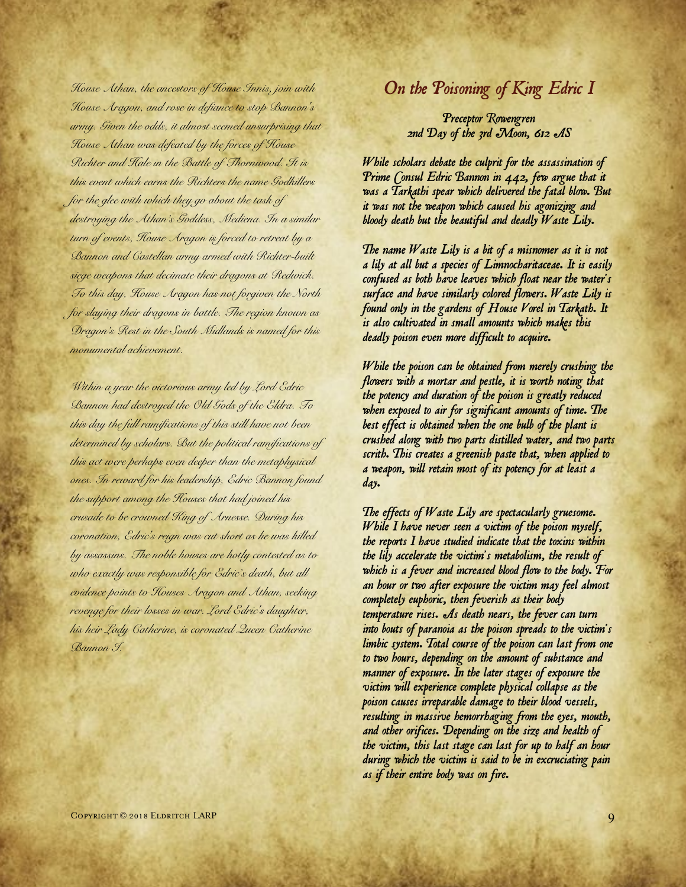*House Athan, the ancestors of House Innis, join with House Aragon, and rose in defiance to stop Bannon's army. Given the odds, it almost seemed unsurprising that House Athan was defeated by the forces of House Richter and Hale in the Battle of Thornwood. It is this event which earns the Richters the name Godkillers for the glee with which they go about the task of destroying the Athan's Goddess, Mediena. In a similar turn of events, House Aragon is forced to retreat by a Bannon and Castellan army armed with Richter-built siege weapons that decimate their dragons at Redwick. To this day, House Aragon has not forgiven the North for slaying their dragons in battle. The region known as Dragon's Rest in the South Midlands is named for this monumental achievement.*

*Within a year the victorious army led by Lord Edric Bannon had destroyed the Old Gods of the Eldra. To this day the full ramifications of this still have not been determined by scholars. But the political ramifications of this act were perhaps even deeper than the metaphysical ones. In reward for his leadership, Edric Bannon found the support among the Houses that had joined his crusade to be crowned King of Arnesse. During his coronation, Edric's reign was cut short as he was killed by assassins. The noble houses are hotly contested as to who exactly was responsible for Edric's death, but all evidence points to Houses Aragon and Athan, seeking revenge for their losses in war. Lord Edric's daughter, his heir Lady Catherine, is coronated Queen Catherine Bannon I.*

## On the Poisoning of King Edric I

**Preceptor Rowengren**
**2nd Day of the 3rd Moon, 612 AS**

***While scholars debate the culprit for the assassination of Prime Consul Edric Bannon in 442, few argue that it was a Tarkathi spear which delivered the fatal blow. But it was not the weapon which caused his agonizing and bloody death but the beautiful and deadly Waste Lily.***

***The name Waste Lily is a bit of a misnomer as it is not a lily at all but a species of Limnocharitaceae. It is easily confused as both have leaves which float near the water's surface and have similarly colored flowers. Waste Lily is found only in the gardens of House Vorel in Tarkath. It is also cultivated in small amounts which makes this deadly poison even more difficult to acquire.***

***While the poison can be obtained from merely crushing the flowers with a mortar and pestle, it is worth noting that the potency and duration of the poison is greatly reduced when exposed to air for significant amounts of time. The best effect is obtained when the one bulb of the plant is crushed along with two parts distilled water, and two parts scrith. This creates a greenish paste that, when applied to a weapon, will retain most of its potency for at least a day.***

***The effects of Waste Lily are spectacularly gruesome. While I have never seen a victim of the poison myself, the reports I have studied indicate that the toxins within the lily accelerate the victim's metabolism, the result of which is a fever and increased blood flow to the body. For an hour or two after exposure the victim may feel almost completely euphoric, then feverish as their body temperature rises. As death nears, the fever can turn into bouts of paranoia as the poison spreads to the victim's limbic system. Total course of the poison can last from one to two hours, depending on the amount of substance and manner of exposure. In the later stages of exposure the victim will experience complete physical collapse as the poison causes irreparable damage to their blood vessels, resulting in massive hemorrhaging from the eyes, mouth, and other orifices. Depending on the size and health of the victim, this last stage can last for up to half an hour during which the victim is said to be in excruciating pain as if their entire body was on fire.***

Copyright © 2018 Eldritch LARP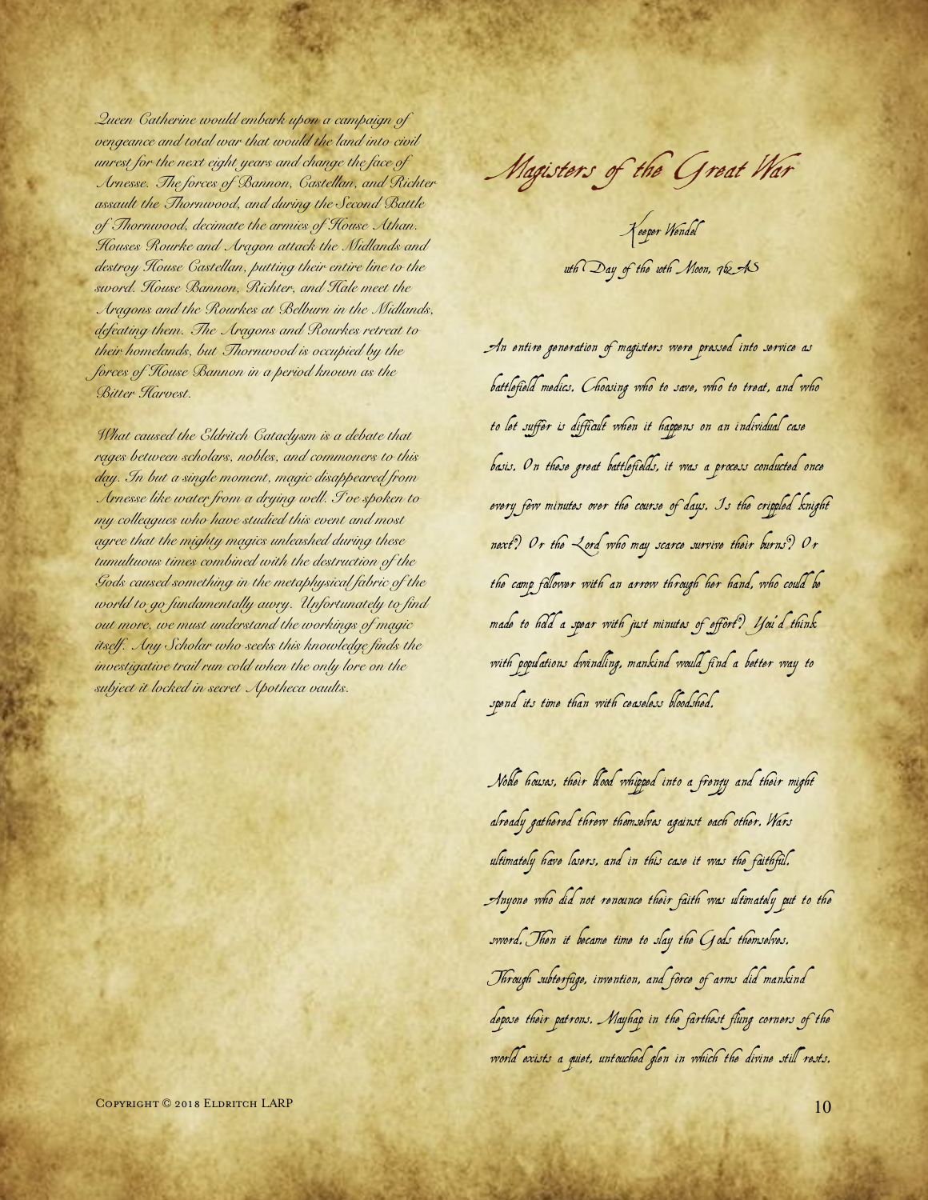*Queen Catherine would embark upon a campaign of vengeance and total war that would the land into civil unrest for the next eight years and change the face of Arnesse. The forces of Bannon, Castellan, and Richter assault the Thornwood, and during the Second Battle of Thornwood, decimate the armies of House Athan. Houses Rourke and Aragon attack the Midlands and destroy House Castellan, putting their entire line to the sword. House Bannon, Richter, and Hale meet the Aragons and the Rourkes at Belburn in the Midlands, defeating them. The Aragons and Rourkes retreat to their homelands, but Thornwood is occupied by the forces of House Bannon in a period known as the Bitter Harvest.*

*What caused the Eldritch Cataclysm is a debate that rages between scholars, nobles, and commoners to this day. In but a single moment, magic disappeared from Arnesse like water from a drying well. I've spoken to my colleagues who have studied this event and most agree that the mighty magics unleashed during these tumultuous times combined with the destruction of the Gods caused something in the metaphysical fabric of the world to go fundamentally awry. Unfortunately to find out more, we must understand the workings of magic itself. Any Scholar who seeks this knowledge finds the investigative trail run cold when the only lore on the subject it locked in secret Apotheca vaults.*

# Magisters of the Great War

Keeper Wendel

11th Day of the 10th Moon, 762 AS

An entire generation of magisters were pressed into service as battlefield medics. Choosing who to save, who to treat, and who to let suffer is difficult when it happens on an individual case basis. On these great battlefields, it was a process conducted once every few minutes over the course of days. Is the crippled knight next? Or the Lord who may scarce survive their burns? Or the camp follower with an arrow through her hand, who could be made to hold a spear with just minutes of effort? You'd think with populations dwindling, mankind would find a better way to spend its time than with ceaseless bloodshed.

Noble houses, their blood whipped into a frenzy and their might already gathered threw themselves against each other. Wars ultimately have losers, and in this case it was the faithful. Anyone who did not renounce their faith was ultimately put to the sword. Then it became time to slay the Gods themselves. Through subterfuge, invention, and force of arms did mankind depose their patrons. Mayhap in the farthest flung corners of the world exists a quiet, untouched glen in which the divine still rests.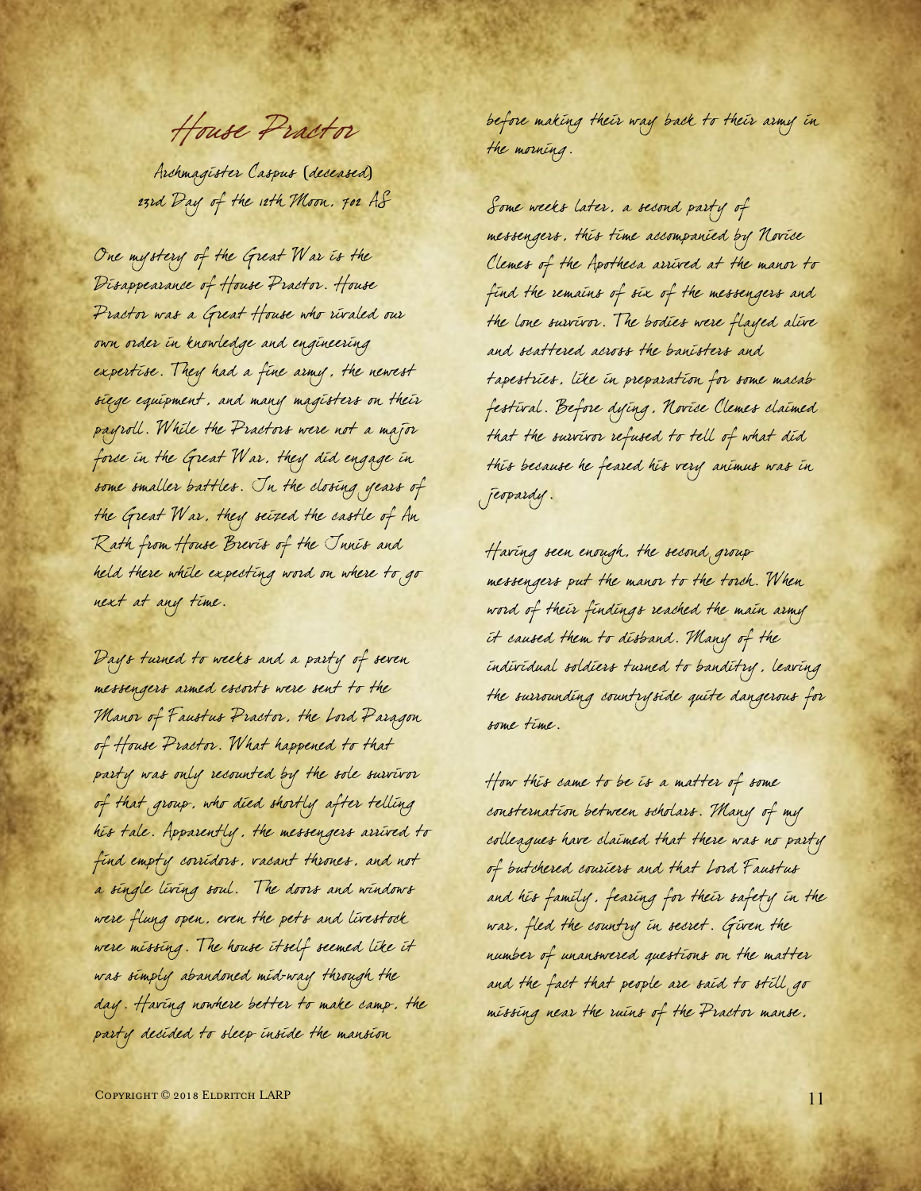# House Practor

Archmagister Caspus (deceased)
23rd Day of the 12th Moon, 702 AS

One mystery of the Great War is the Disappearance of House Practor. House Practor was a Great House who rivaled our own order in knowledge and engineering expertise. They had a fine army, the newest siege equipment, and many magisters on their payroll. While the Practors were not a major force in the Great War, they did engage in some smaller battles. In the closing years of the Great War, they seized the castle of An Rath from House Brevis of the Innis and held there while expecting word on where to go next at any time.

Days turned to weeks and a party of seven messengers armed escorts were sent to the Manor of Faustus Practor, the Lord Paragon of House Practor. What happened to that party was only recounted by the sole survivor of that group, who died shortly after telling his tale. Apparently, the messengers arrived to find empty corridors, vacant thrones, and not a single living soul. The doors and windows were flung open, even the pets and livestock were missing. The house itself seemed like it was simply abandoned mid-way through the day. Having nowhere better to make camp, the party decided to sleep inside the mansion before making their way back to their army in the morning.

Some weeks later, a second party of messengers, this time accompanied by Novice Clemes of the Apotheca arrived at the manor to find the remains of six of the messengers and the lone survivor. The bodies were flayed alive and scattered across the banisters and tapestries, like in preparation for some macab festival. Before dying, Novice Clemes claimed that the survivor refused to tell of what did this because he feared his very animus was in jeopardy.

Having seen enough, the second group messengers put the manor to the torch. When word of their findings reached the main army it caused them to disband. Many of the individual soldiers turned to banditry, leaving the surrounding countryside quite dangerous for some time.

How this came to be is a matter of some consternation between scholars. Many of my colleagues have claimed that there was no party of butchered couriers and that Lord Faustus and his family, fearing for their safety in the war, fled the country in secret. Given the number of unanswered questions on the matter and the fact that people are said to still go missing near the ruins of the Practor manse,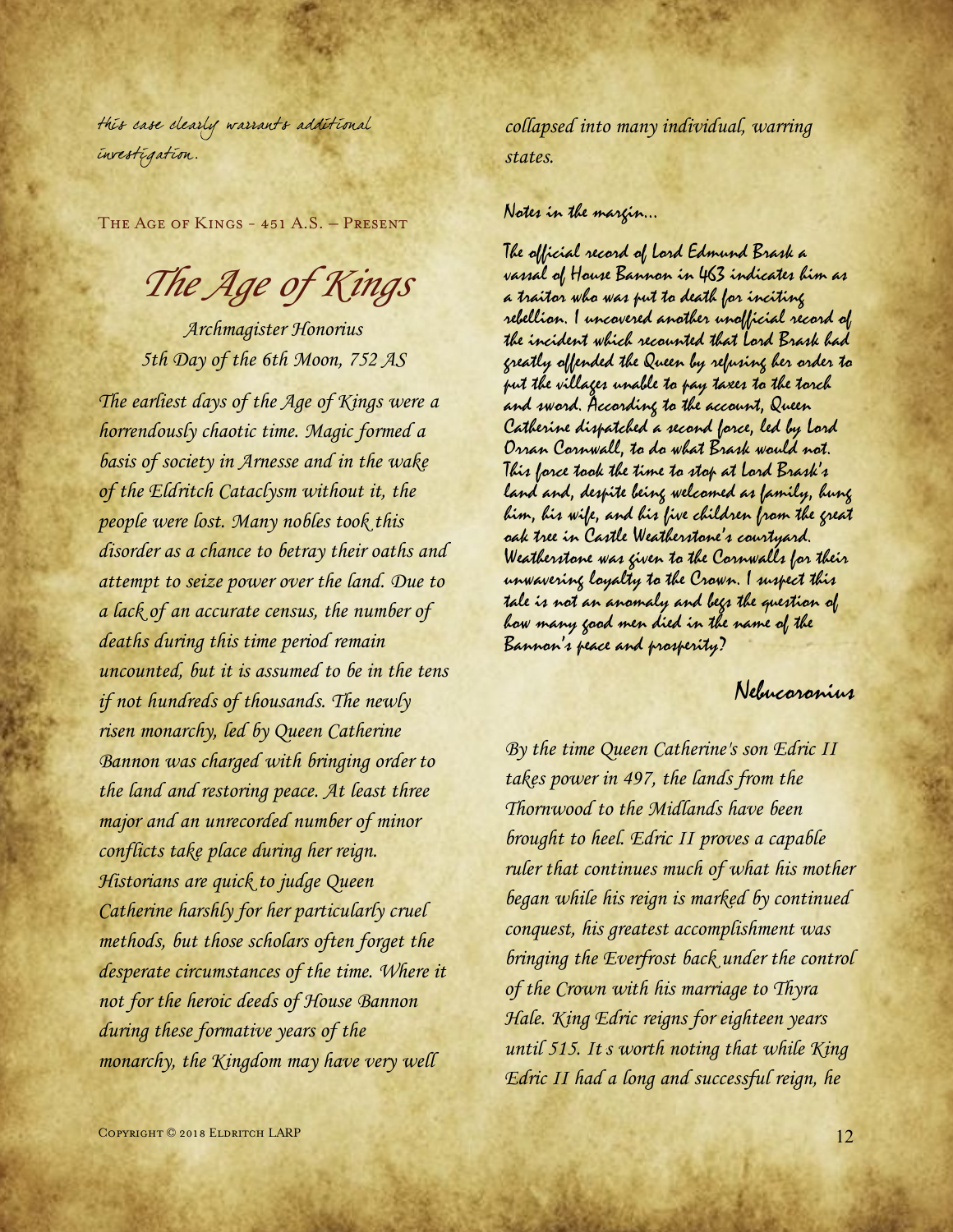*this case clearly warrants additional investigation.*

The Age of Kings - 451 A.S. – Present

# *The Age of Kings*

*Archmagister Honorius*
*5th Day of the 6th Moon, 752 AS*

*The earliest days of the Age of Kings were a horrendously chaotic time. Magic formed a basis of society in Arnesse and in the wake of the Eldritch Cataclysm without it, the people were lost. Many nobles took this disorder as a chance to betray their oaths and attempt to seize power over the land. Due to a lack of an accurate census, the number of deaths during this time period remain uncounted, but it is assumed to be in the tens if not hundreds of thousands. The newly risen monarchy, led by Queen Catherine Bannon was charged with bringing order to the land and restoring peace. At least three major and an unrecorded number of minor conflicts take place during her reign. Historians are quick to judge Queen Catherine harshly for her particularly cruel methods, but those scholars often forget the desperate circumstances of the time. Where it not for the heroic deeds of House Bannon during these formative years of the monarchy, the Kingdom may have very well collapsed into many individual, warring states.*

Notes in the margin...

The official record of Lord Edmund Brask a vassal of House Bannon in 463 indicates him as a traitor who was put to death for inciting rebellion. I uncovered another unofficial record of the incident which recounted that Lord Brask had greatly offended the Queen by refusing her order to put the villages unable to pay taxes to the torch and sword. According to the account, Queen Catherine dispatched a second force, led by Lord Orran Cornwall, to do what Brask would not. This force took the time to stop at Lord Brask's land and, despite being welcomed as family, hung him, his wife, and his five children from the great oak tree in Castle Weatherstone's courtyard. Weatherstone was given to the Cornwalls for their unwavering loyalty to the Crown. I suspect this tale is not an anomaly and begs the question of how many good men died in the name of the Bannon's peace and prosperity?

Nebucoronius

*By the time Queen Catherine's son Edric II takes power in 497, the lands from the Thornwood to the Midlands have been brought to heel. Edric II proves a capable ruler that continues much of what his mother began while his reign is marked by continued conquest, his greatest accomplishment was bringing the Everfrost back under the control of the Crown with his marriage to Thyra Hale. King Edric reigns for eighteen years until 515. It s worth noting that while King Edric II had a long and successful reign, he*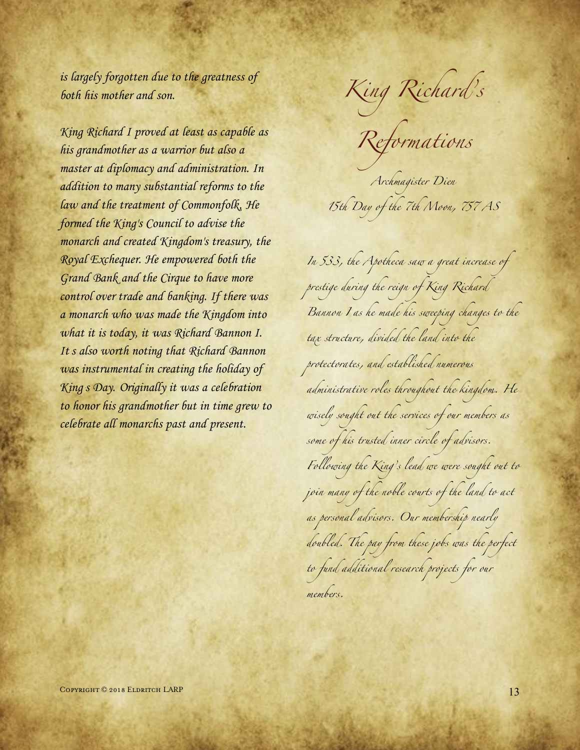*is largely forgotten due to the greatness of both his mother and son.*

*King Richard I proved at least as capable as his grandmother as a warrior but also a master at diplomacy and administration. In addition to many substantial reforms to the law and the treatment of Commonfolk, He formed the King's Council to advise the monarch and created Kingdom's treasury, the Royal Exchequer. He empowered both the Grand Bank and the Cirque to have more control over trade and banking. If there was a monarch who was made the Kingdom into what it is today, it was Richard Bannon I. It s also worth noting that Richard Bannon was instrumental in creating the holiday of King s Day. Originally it was a celebration to honor his grandmother but in time grew to celebrate all monarchs past and present.*

# King Richard's Reformations

*Archmagister Dien*

*15th Day of the 7th Moon, 757 AS*

*In 533, the Apotheca saw a great increase of prestige during the reign of King Richard Bannon I as he made his sweeping changes to the tax structure, divided the land into the protectorates, and established numerous administrative roles throughout the kingdom. He wisely sought out the services of our members as some of his trusted inner circle of advisors. Following the King's lead we were sought out to join many of the noble courts of the land to act as personal advisors. Our membership nearly doubled. The pay from these jobs was the perfect to fund additional research projects for our members.*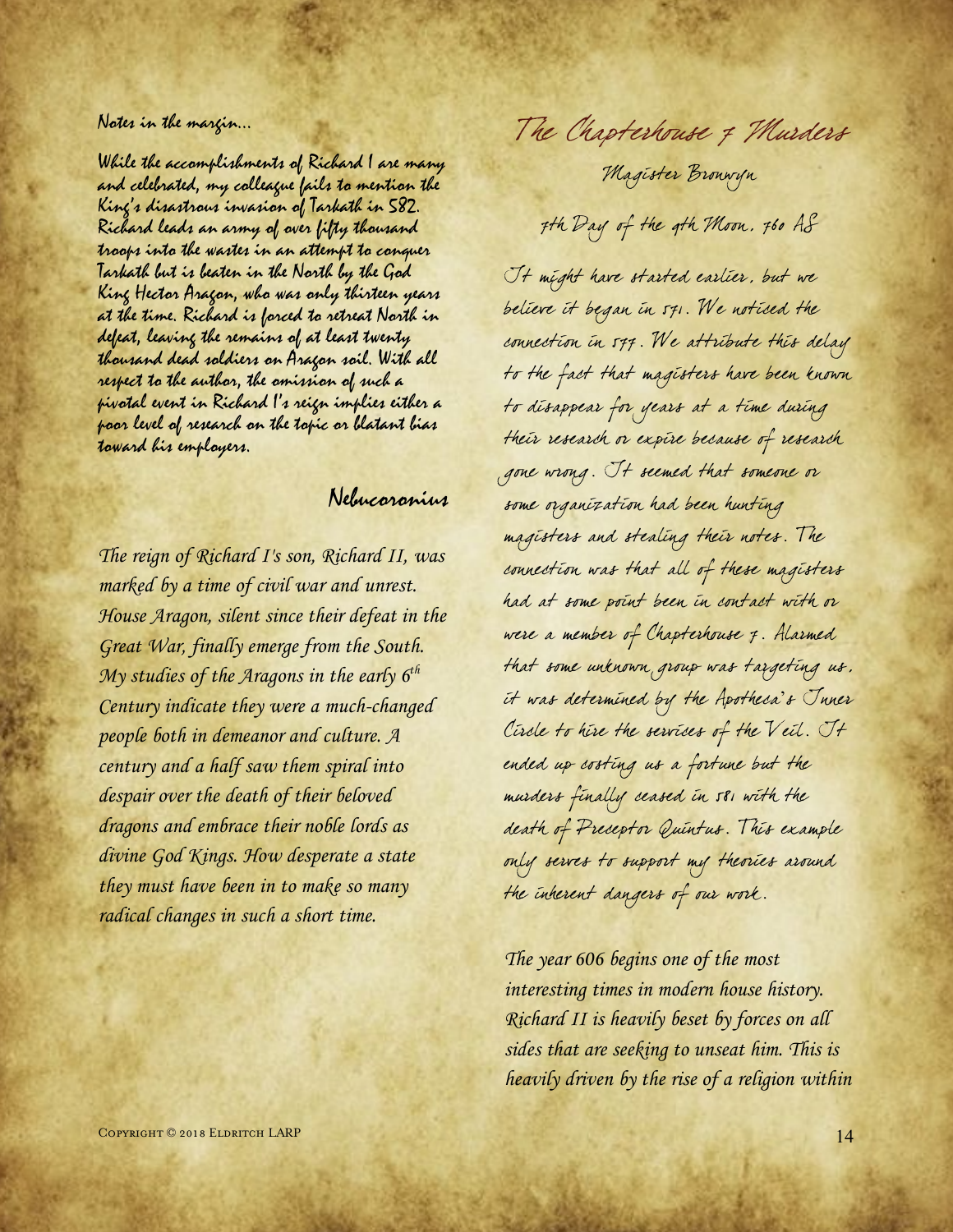Notes in the margin...

While the accomplishments of Richard I are many and celebrated, my colleague fails to mention the King's disastrous invasion of Tarkath in 582. Richard leads an army of over fifty thousand troops into the wastes in an attempt to conquer Tarkath but is beaten in the North by the God King Hector Aragon, who was only thirteen years at the time. Richard is forced to retreat North in defeat, leaving the remains of at least twenty thousand dead soldiers on Aragon soil. With all respect to the author, the omission of such a pivotal event in Richard I's reign implies either a poor level of research on the topic or blatant bias toward his employers.

Nebucoronius

*The reign of Richard I's son, Richard II, was marked by a time of civil war and unrest. House Aragon, silent since their defeat in the Great War, finally emerge from the South. My studies of the Aragons in the early 6th Century indicate they were a much-changed people both in demeanor and culture. A century and a half saw them spiral into despair over the death of their beloved dragons and embrace their noble lords as divine God Kings. How desperate a state they must have been in to make so many radical changes in such a short time.*

## The Chapterhouse 7 Murders

Magister Bronwyn

7th Day of the 9th Moon, 760 AS

It might have started earlier, but we believe it began in 571. We noticed the connection in 577. We attribute this delay to the fact that magisters have been known to disappear for years at a time during their research or expire because of research gone wrong. It seemed that someone or some organization had been hunting magisters and stealing their notes. The connection was that all of these magisters had at some point been in contact with or were a member of Chapterhouse 7. Alarmed that some unknown group was targeting us, it was determined by the Apotheca's Inner Circle to hire the services of the Veil. It ended up costing us a fortune but the murders finally ceased in 581 with the death of Preceptor Quintus. This example only serves to support my theories around the inherent dangers of our work.

*The year 606 begins one of the most interesting times in modern house history. Richard II is heavily beset by forces on all sides that are seeking to unseat him. This is heavily driven by the rise of a religion within*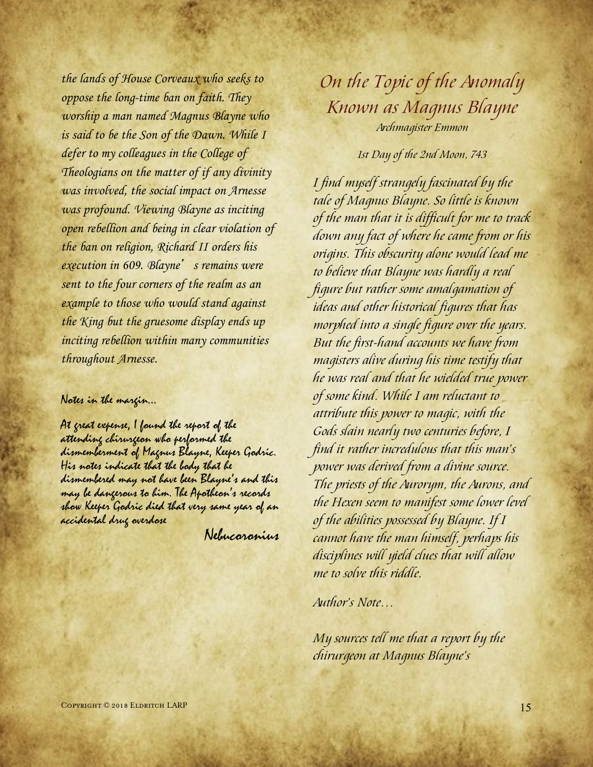*the lands of House Corveaux who seeks to oppose the long-time ban on faith. They worship a man named Magnus Blayne who is said to be the Son of the Dawn. While I defer to my colleagues in the College of Theologians on the matter of if any divinity was involved, the social impact on Arnesse was profound. Viewing Blayne as inciting open rebellion and being in clear violation of the ban on religion, Richard II orders his execution in 609. Blayne's remains were sent to the four corners of the realm as an example to those who would stand against the King but the gruesome display ends up inciting rebellion within many communities throughout Arnesse.*

Notes in the margin…

At great expense, I found the report of the attending chirurgeon who performed the dismemberment of Magnus Blayne, Keeper Godric. His notes indicate that the body that he dismembered may not have been Blayne's and this may be dangerous to him. The Apotheon's records show Keeper Godric died that very same year of an accidental drug overdose

Nebucoronius

## *On the Topic of the Anomaly Known as Magnus Blayne*

*Archmagister Emmon*

*1st Day of the 2nd Moon, 743*

*I find myself strangely fascinated by the tale of Magnus Blayne. So little is known of the man that it is difficult for me to track down any fact of where he came from or his origins. This obscurity alone would lead me to believe that Blayne was hardly a real figure but rather some amalgamation of ideas and other historical figures that has morphed into a single figure over the years. But the first-hand accounts we have from magisters alive during his time testify that he was real and that he wielded true power of some kind. While I am reluctant to attribute this power to magic, with the Gods slain nearly two centuries before, I find it rather incredulous that this man's power was derived from a divine source. The priests of the Aurorym, the Aurons, and the Hexen seem to manifest some lower level of the abilities possessed by Blayne. If I cannot have the man himself, perhaps his disciplines will yield clues that will allow me to solve this riddle.*

*Author's Note…*

*My sources tell me that a report by the chirurgeon at Magnus Blayne's*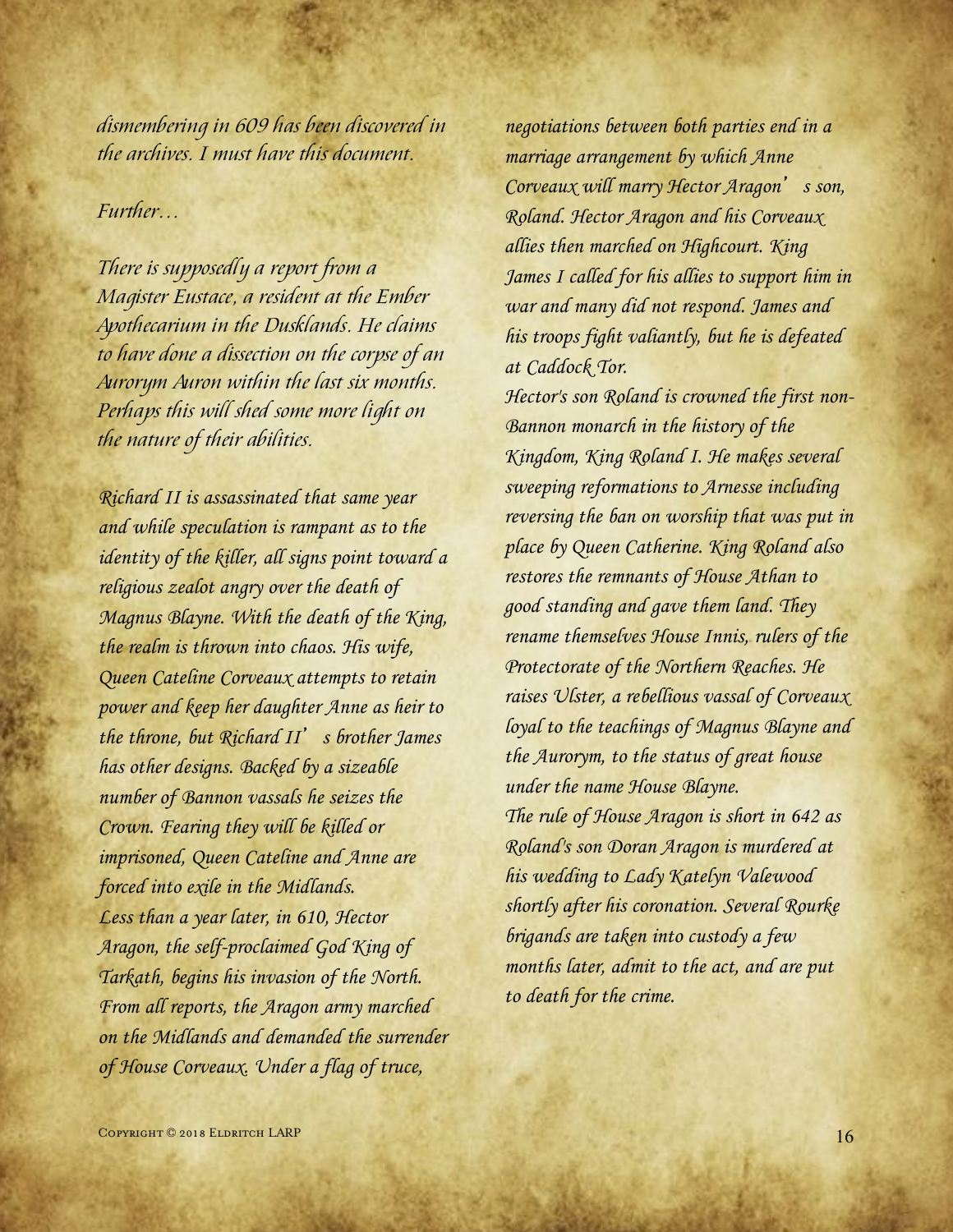*dismembering in 609 has been discovered in the archives. I must have this document.*

*Further…*

*There is supposedly a report from a Magister Eustace, a resident at the Ember Apothecarium in the Dusklands. He claims to have done a dissection on the corpse of an Aurorym Auron within the last six months. Perhaps this will shed some more light on the nature of their abilities.*

*Richard II is assassinated that same year and while speculation is rampant as to the identity of the killer, all signs point toward a religious zealot angry over the death of Magnus Blayne. With the death of the King, the realm is thrown into chaos. His wife, Queen Cateline Corveaux attempts to retain power and keep her daughter Anne as heir to the throne, but Richard II's brother James has other designs. Backed by a sizeable number of Bannon vassals he seizes the Crown. Fearing they will be killed or imprisoned, Queen Cateline and Anne are forced into exile in the Midlands.*

*Less than a year later, in 610, Hector Aragon, the self-proclaimed God King of Tarkath, begins his invasion of the North. From all reports, the Aragon army marched on the Midlands and demanded the surrender of House Corveaux. Under a flag of truce, negotiations between both parties end in a marriage arrangement by which Anne Corveaux will marry Hector Aragon's son, Roland. Hector Aragon and his Corveaux allies then marched on Highcourt. King James I called for his allies to support him in war and many did not respond. James and his troops fight valiantly, but he is defeated at Caddock Tor.*

*Hector's son Roland is crowned the first non-Bannon monarch in the history of the Kingdom, King Roland I. He makes several sweeping reformations to Arnesse including reversing the ban on worship that was put in place by Queen Catherine. King Roland also restores the remnants of House Athan to good standing and gave them land. They rename themselves House Innis, rulers of the Protectorate of the Northern Reaches. He raises Ulster, a rebellious vassal of Corveaux loyal to the teachings of Magnus Blayne and the Aurorym, to the status of great house under the name House Blayne.*

*The rule of House Aragon is short in 642 as Roland's son Doran Aragon is murdered at his wedding to Lady Katelyn Valewood shortly after his coronation. Several Rourke brigands are taken into custody a few months later, admit to the act, and are put to death for the crime.*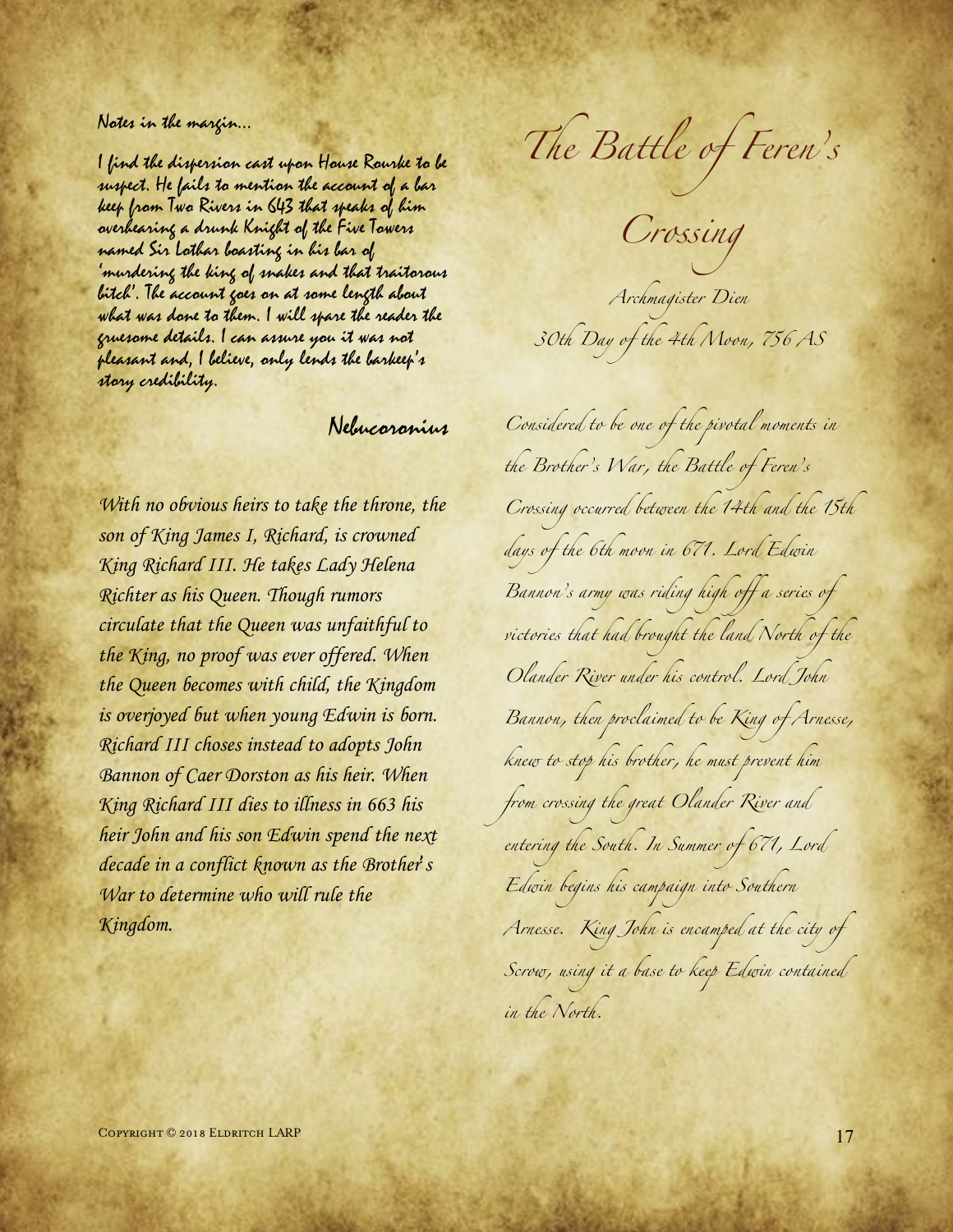*Notes in the margin...*

*I find the dispersion cast upon House Rourke to be suspect. He fails to mention the account of a bar keep from Two Rivers in 643 that speaks of him overhearing a drunk Knight of the Five Towers named Sir Lothar boasting in his bar of 'murdering the king of snakes and that traitorous bitch'. The account goes on at some length about what was done to them. I will spare the reader the gruesome details. I can assure you it was not pleasant and, I believe, only lends the barkeep's story credibility.*

*Nebucoronius*

*With no obvious heirs to take the throne, the son of King James I, Richard, is crowned King Richard III. He takes Lady Helena Richter as his Queen. Though rumors circulate that the Queen was unfaithful to the King, no proof was ever offered. When the Queen becomes with child, the Kingdom is overjoyed but when young Edwin is born. Richard III choses instead to adopts John Bannon of Caer Dorston as his heir. When King Richard III dies to illness in 663 his heir John and his son Edwin spend the next decade in a conflict known as the Brother's War to determine who will rule the Kingdom.*

# The Battle of Feren's Crossing

*Archmagister Dien*

*30th Day of the 4th Moon, 756 AS*

*Considered to be one of the pivotal moments in the Brother's War, the Battle of Feren's Crossing occurred between the 14th and the 15th days of the 6th moon in 671. Lord Edwin Bannon's army was riding high off a series of victories that had brought the land North of the Olander River under his control. Lord John Bannon, then proclaimed to be King of Arnesse, knew to stop his brother, he must prevent him from crossing the great Olander River and entering the South. In Summer of 671, Lord Edwin begins his campaign into Southern Arnesse. King John is encamped at the city of Scrow, using it a base to keep Edwin contained in the North.*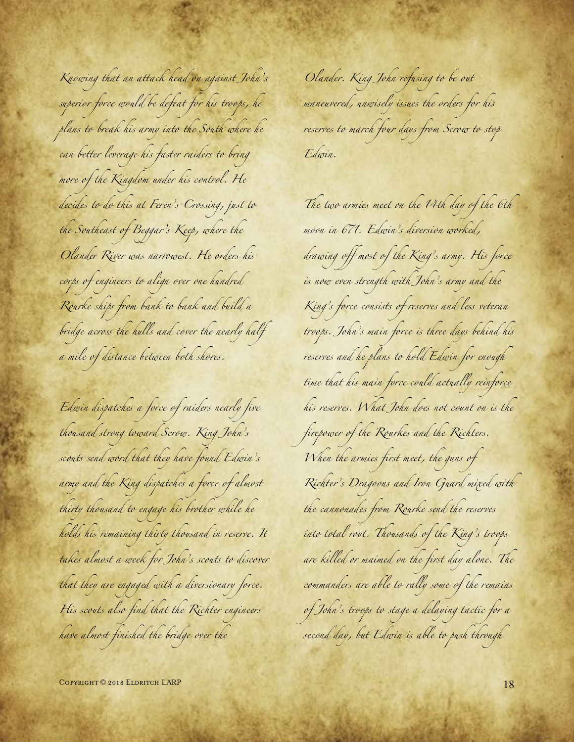Knowing that an attack head on against John's superior force would be defeat for his troops, he plans to break his army into the South where he can better leverage his faster raiders to bring more of the Kingdom under his control. He decides to do this at Feren's Crossing, just to the Southeast of Beggar's Keep, where the Olander River was narrowest. He orders his corps of engineers to align over one hundred Rourke ships from bank to bank and build a bridge across the hulls and cover the nearly half a mile of distance between both shores.

Edwin dispatches a force of raiders nearly five thousand strong toward Scrow. King John's scouts send word that they have found Edwin's army and the King dispatches a force of almost thirty thousand to engage his brother while he holds his remaining thirty thousand in reserve. It takes almost a week for John's scouts to discover that they are engaged with a diversionary force. His scouts also find that the Richter engineers have almost finished the bridge over the Olander. King John refusing to be out maneuvered, unwisely issues the orders for his reserves to march four days from Scrow to stop Edwin.

The two armies meet on the 14th day of the 6th moon in 671. Edwin's diversion worked, drawing off most of the King's army. His force is now even strength with John's army and the King's force consists of reserves and less veteran troops. John's main force is three days behind his reserves and he plans to hold Edwin for enough time that his main force could actually reinforce his reserves. What John does not count on is the firepower of the Rourkes and the Richters. When the armies first meet, the guns of Richter's Dragoons and Iron Guard mixed with the cannonades from Rourke send the reserves into total rout. Thousands of the King's troops are killed or maimed on the first day alone. The commanders are able to rally some of the remains of John's troops to stage a delaying tactic for a second day, but Edwin is able to push through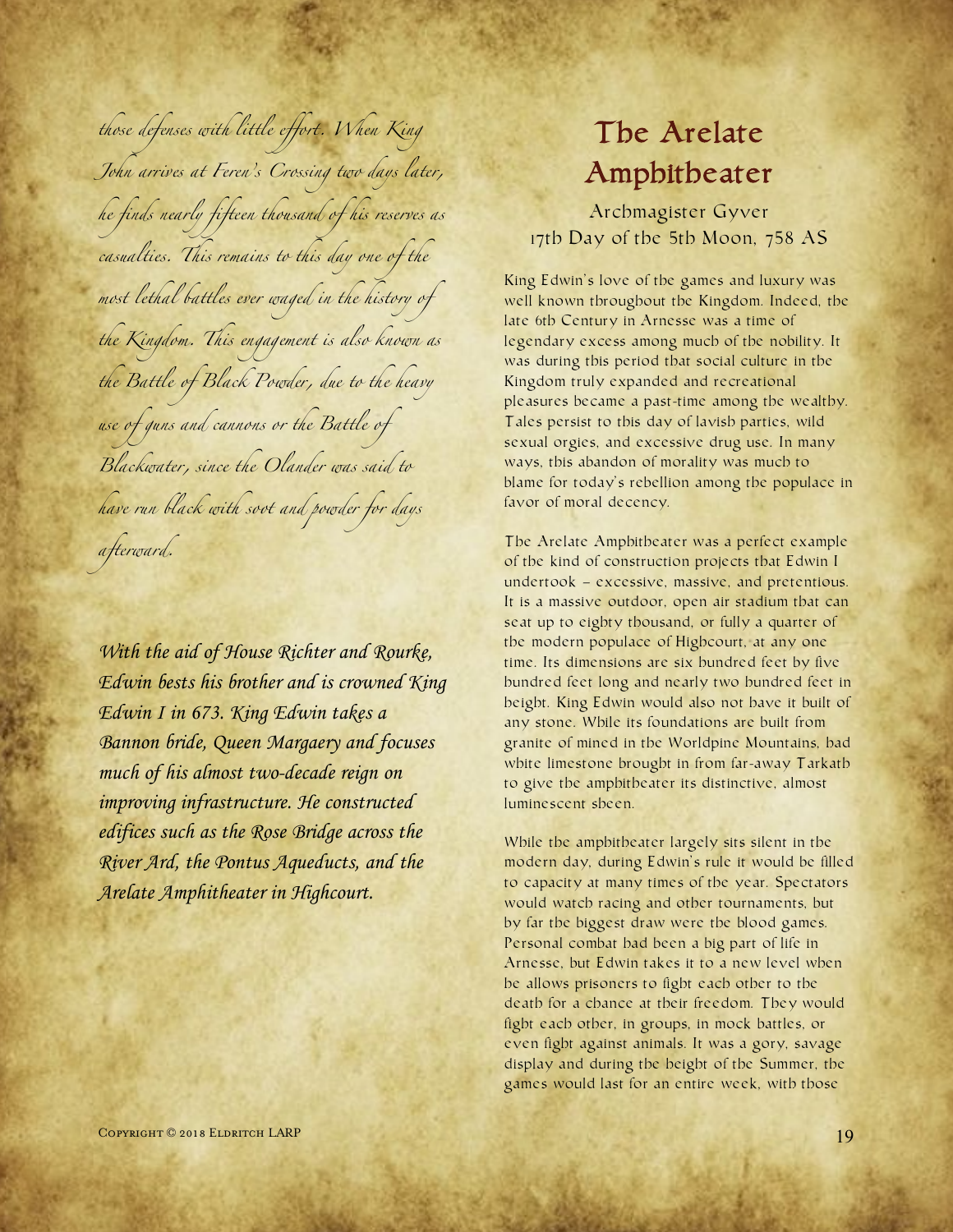*those defenses with little effort. When King John arrives at Feren's Crossing two days later, he finds nearly fifteen thousand of his reserves as casualties. This remains to this day one of the most lethal battles ever waged in the history of the Kingdom. This engagement is also known as the Battle of Black Powder, due to the heavy use of guns and cannons or the Battle of Blackwater, since the Olander was said to have run black with soot and powder for days afterward.*

***With the aid of House Richter and Rourke, Edwin bests his brother and is crowned King Edwin I in 673. King Edwin takes a Bannon bride, Queen Margaery and focuses much of his almost two-decade reign on improving infrastructure. He constructed edifices such as the Rose Bridge across the River Ard, the Pontus Aqueducts, and the Arelate Amphitheater in Highcourt.***

## The Arelate Amphitheater

Archmagister Gyver
17th Day of the 5th Moon, 758 AS

King Edwin's love of the games and luxury was well known throughout the Kingdom. Indeed, the late 6th Century in Arnesse was a time of legendary excess among much of the nobility. It was during this period that social culture in the Kingdom truly expanded and recreational pleasures became a past-time among the wealthy. Tales persist to this day of lavish parties, wild sexual orgies, and excessive drug use. In many ways, this abandon of morality was much to blame for today's rebellion among the populace in favor of moral decency.

The Arelate Amphitheater was a perfect example of the kind of construction projects that Edwin I undertook – excessive, massive, and pretentious. It is a massive outdoor, open air stadium that can seat up to eighty thousand, or fully a quarter of the modern populace of Highcourt, at any one time. Its dimensions are six hundred feet by five hundred feet long and nearly two hundred feet in height. King Edwin would also not have it built of any stone. While its foundations are built from granite of mined in the Worldpine Mountains, had white limestone brought in from far-away Tarkath to give the amphitheater its distinctive, almost luminescent sheen.

While the amphitheater largely sits silent in the modern day, during Edwin's rule it would be filled to capacity at many times of the year. Spectators would watch racing and other tournaments, but by far the biggest draw were the blood games. Personal combat had been a big part of life in Arnesse, but Edwin takes it to a new level when he allows prisoners to fight each other to the death for a chance at their freedom. They would fight each other, in groups, in mock battles, or even fight against animals. It was a gory, savage display and during the height of the Summer, the games would last for an entire week, with those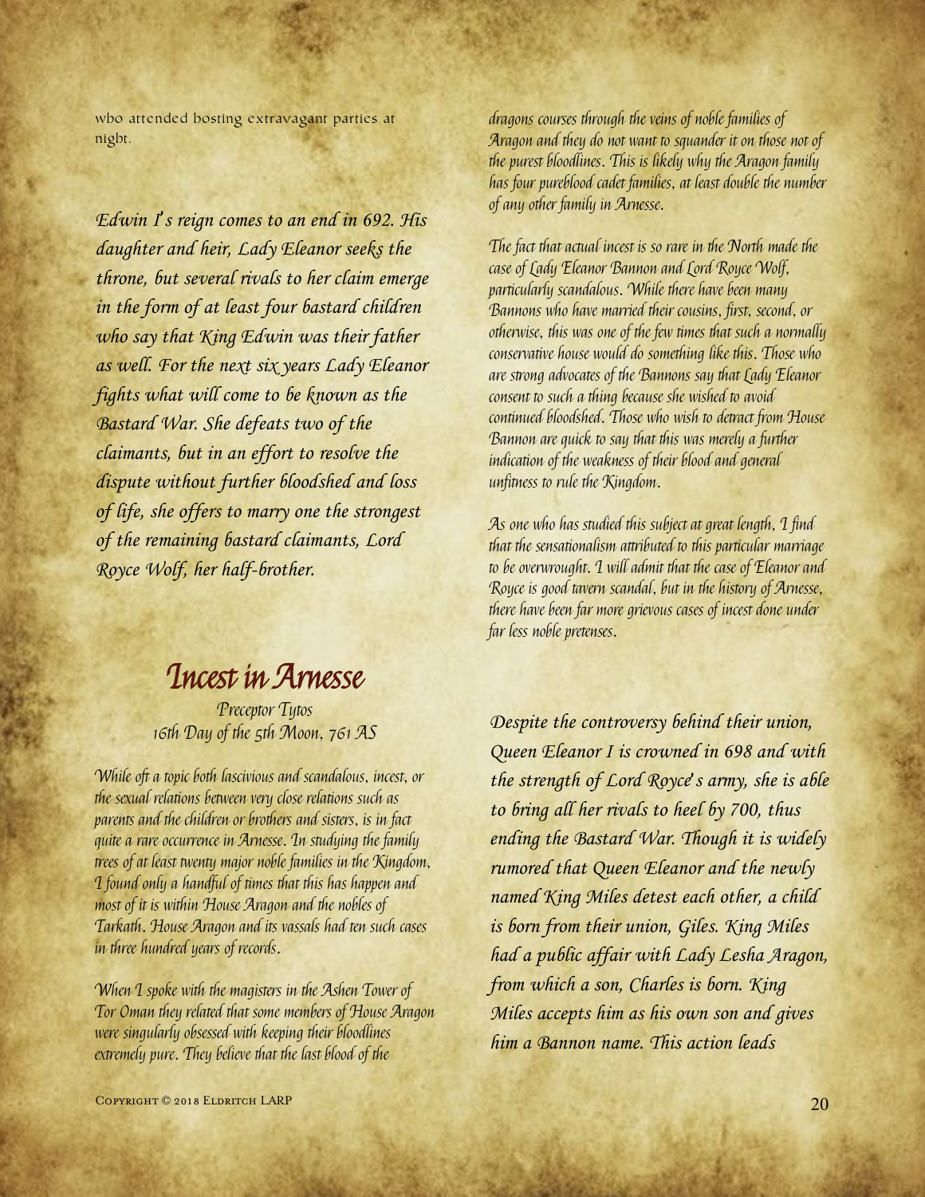who attended hosting extravagant parties at night.

*Edwin I's reign comes to an end in 692. His daughter and heir, Lady Eleanor seeks the throne, but several rivals to her claim emerge in the form of at least four bastard children who say that King Edwin was their father as well. For the next six years Lady Eleanor fights what will come to be known as the Bastard War. She defeats two of the claimants, but in an effort to resolve the dispute without further bloodshed and loss of life, she offers to marry one the strongest of the remaining bastard claimants, Lord Royce Wolf, her half-brother.*

## *Incest in Arnesse*

*Preceptor Tytos*
*16th Day of the 5th Moon, 761 AS*

*While oft a topic both lascivious and scandalous, incest, or the sexual relations between very close relations such as parents and the children or brothers and sisters, is in fact quite a rare occurrence in Arnesse. In studying the family trees of at least twenty major noble families in the Kingdom, I found only a handful of times that this has happen and most of it is within House Aragon and the nobles of Tarkath. House Aragon and its vassals had ten such cases in three hundred years of records.*

*When I spoke with the magisters in the Ashen Tower of Tor Oman they related that some members of House Aragon were singularly obsessed with keeping their bloodlines extremely pure. They believe that the last blood of the dragons courses through the veins of noble families of Aragon and they do not want to squander it on those not of the purest bloodlines. This is likely why the Aragon family has four pureblood cadet families, at least double the number of any other family in Arnesse.*

*The fact that actual incest is so rare in the North made the case of Lady Eleanor Bannon and Lord Royce Wolf, particularly scandalous. While there have been many Bannons who have married their cousins, first, second, or otherwise, this was one of the few times that such a normally conservative house would do something like this. Those who are strong advocates of the Bannons say that Lady Eleanor consent to such a thing because she wished to avoid continued bloodshed. Those who wish to detract from House Bannon are quick to say that this was merely a further indication of the weakness of their blood and general unfitness to rule the Kingdom.*

*As one who has studied this subject at great length, I find that the sensationalism attributed to this particular marriage to be overwrought. I will admit that the case of Eleanor and Royce is good tavern scandal, but in the history of Arnesse, there have been far more grievous cases of incest done under far less noble pretenses.*

*Despite the controversy behind their union, Queen Eleanor I is crowned in 698 and with the strength of Lord Royce's army, she is able to bring all her rivals to heel by 700, thus ending the Bastard War. Though it is widely rumored that Queen Eleanor and the newly named King Miles detest each other, a child is born from their union, Giles. King Miles had a public affair with Lady Lesha Aragon, from which a son, Charles is born. King Miles accepts him as his own son and gives him a Bannon name. This action leads*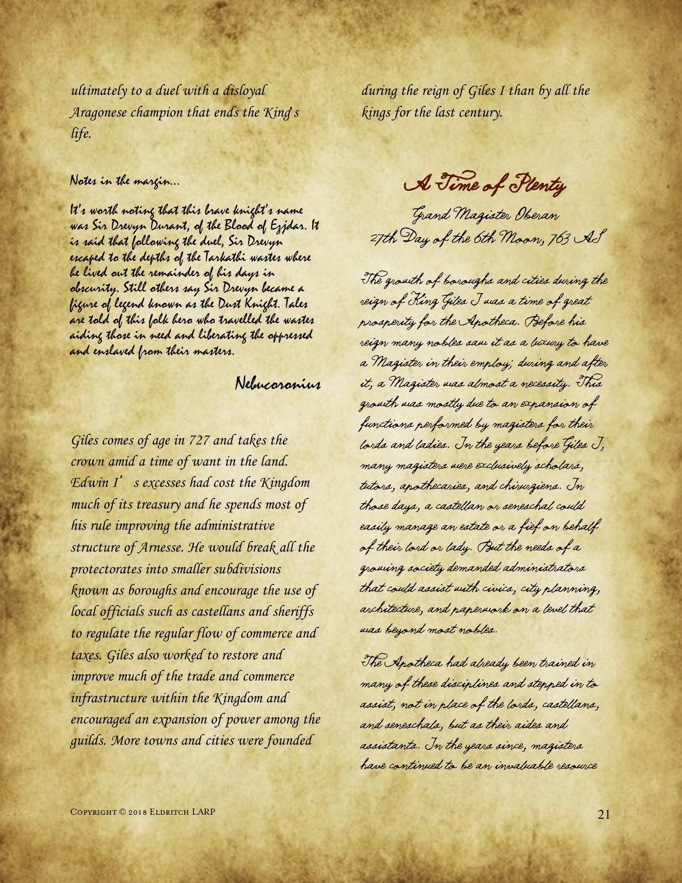*ultimately to a duel with a disloyal Aragonese champion that ends the King's life.*

Notes in the margin...

It's worth noting that this brave knight's name was Sir Drevyn Durant, of the Blood of Ezjdar. It is said that following the duel, Sir Drevyn escaped to the depths of the Tarkathi wastes where he lived out the remainder of his days in obscurity. Still others say Sir Drevyn became a figure of legend known as the Dust Knight. Tales are told of this folk hero who travelled the wastes aiding those in need and liberating the oppressed and enslaved from their masters.

Nebucoronius

*Giles comes of age in 727 and takes the crown amid a time of want in the land. Edwin I's excesses had cost the Kingdom much of its treasury and he spends most of his rule improving the administrative structure of Arnesse. He would break all the protectorates into smaller subdivisions known as boroughs and encourage the use of local officials such as castellans and sheriffs to regulate the regular flow of commerce and taxes. Giles also worked to restore and improve much of the trade and commerce infrastructure within the Kingdom and encouraged an expansion of power among the guilds. More towns and cities were founded during the reign of Giles I than by all the kings for the last century.*

## A Time of Plenty

Grand Magister Oberan
27th Day of the 6th Moon, 763 AS

The growth of boroughs and cities during the reign of King Giles I was a time of great prosperity for the Apotheca. Before his reign many nobles saw it as a luxury to have a Magister in their employ; during and after it, a Magister was almost a necessity. This growth was mostly due to an expansion of functions performed by magisters for their lords and ladies. In the years before Giles I, many magisters were exclusively scholars, tutors, apothecaries, and chirurgiens. In those days, a castellan or seneschal could easily manage an estate or a fief on behalf of their lord or lady. But the needs of a growing society demanded administrators that could assist with civics, city planning, architecture, and paperwork on a level that was beyond most nobles.

The Apotheca had already been trained in many of these disciplines and stepped in to assist, not in place of the lords, castellans, and seneschals, but as their aides and assistants. In the years since, magisters have continued to be an invaluable resource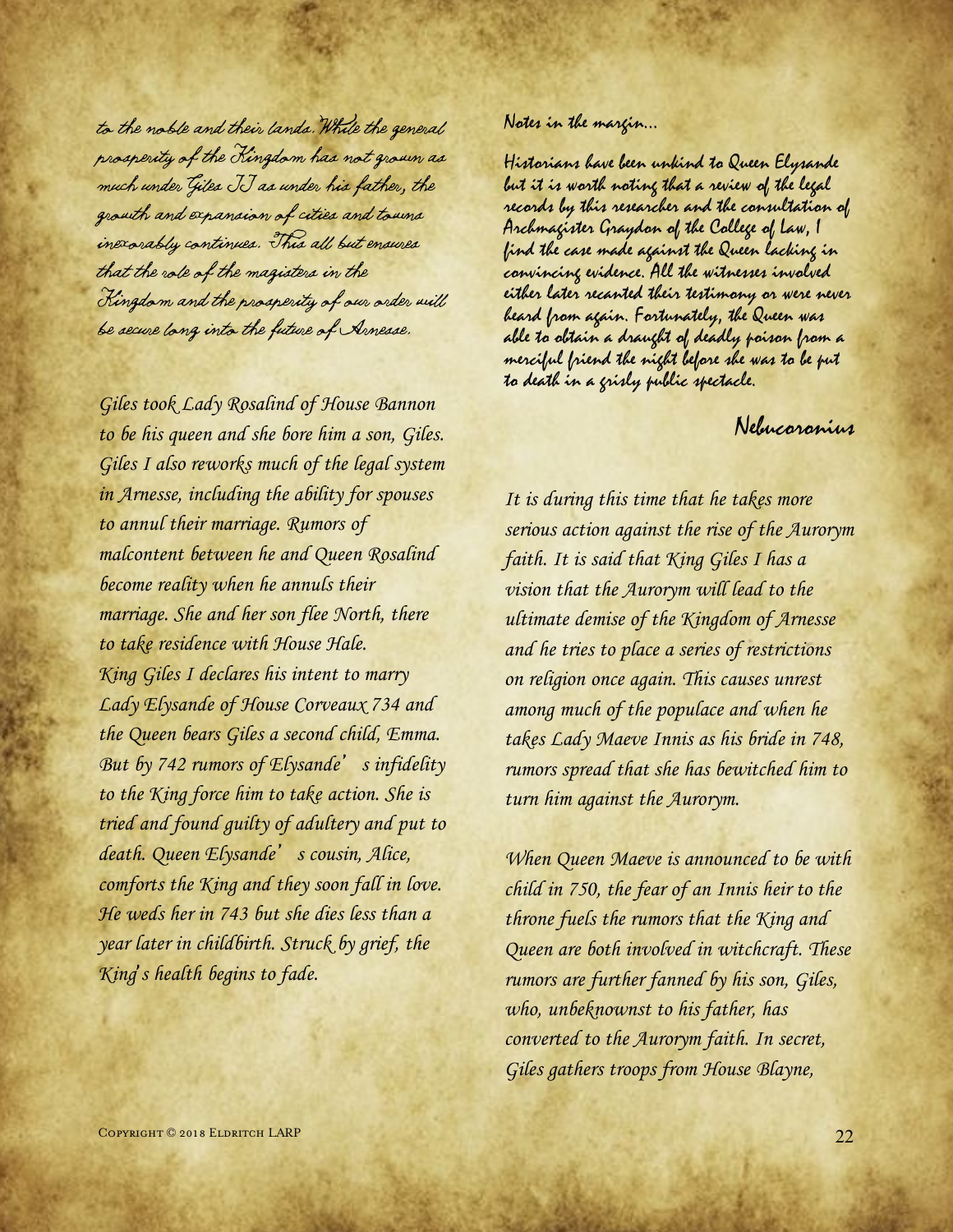*to the noble and their lands. While the general prosperity of the Kingdom has not grown as much under Giles II as under his father, the growth and expansion of cities and towns inexorably continues. This all but ensures that the role of the magisters in the Kingdom and the prosperity of our order will be secure long into the future of Arnesse.*

*Giles took Lady Rosalind of House Bannon to be his queen and she bore him a son, Giles. Giles I also reworks much of the legal system in Arnesse, including the ability for spouses to annul their marriage. Rumors of malcontent between he and Queen Rosalind become reality when he annuls their marriage. She and her son flee North, there to take residence with House Hale. King Giles I declares his intent to marry Lady Elysande of House Corveaux 734 and the Queen bears Giles a second child, Emma. But by 742 rumors of Elysande's infidelity to the King force him to take action. She is tried and found guilty of adultery and put to death. Queen Elysande's cousin, Alice, comforts the King and they soon fall in love. He weds her in 743 but she dies less than a year later in childbirth. Struck by grief, the King's health begins to fade.*

Notes in the margin...

Historians have been unkind to Queen Elysande but it is worth noting that a review of the legal records by this researcher and the consultation of Archmagister Graydon of the College of Law, I find the case made against the Queen lacking in convincing evidence. All the witnesses involved either later recanted their testimony or were never heard from again. Fortunately, the Queen was able to obtain a draught of deadly poison from a merciful friend the night before she was to be put to death in a grisly public spectacle.

Nebucoronius

*It is during this time that he takes more serious action against the rise of the Aurorym faith. It is said that King Giles I has a vision that the Aurorym will lead to the ultimate demise of the Kingdom of Arnesse and he tries to place a series of restrictions on religion once again. This causes unrest among much of the populace and when he takes Lady Maeve Innis as his bride in 748, rumors spread that she has bewitched him to turn him against the Aurorym.*

*When Queen Maeve is announced to be with child in 750, the fear of an Innis heir to the throne fuels the rumors that the King and Queen are both involved in witchcraft. These rumors are further fanned by his son, Giles, who, unbeknownst to his father, has converted to the Aurorym faith. In secret, Giles gathers troops from House Blayne,*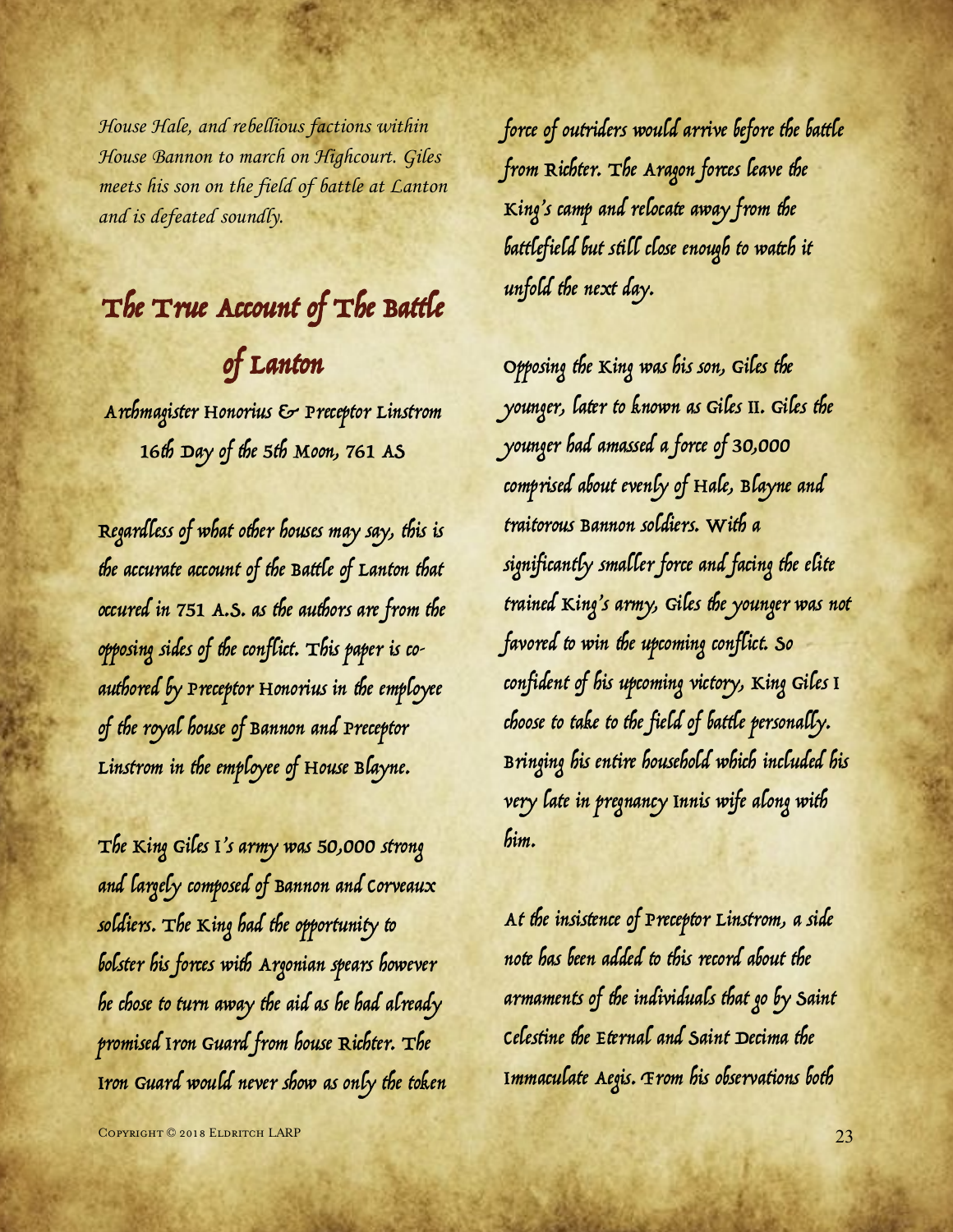*House Hale, and rebellious factions within House Bannon to march on Highcourt. Giles meets his son on the field of battle at Lanton and is defeated soundly.*

## The True Account of The Battle of Lanton

Archmagister Honorius & Preceptor Linstrom
16th Day of the 5th Moon, 761 AS

Regardless of what other houses may say, this is the accurate account of the Battle of Lanton that occured in 751 A.S. as the authors are from the opposing sides of the conflict. This paper is co-authored by Preceptor Honorius in the employee of the royal house of Bannon and Preceptor Linstrom in the employee of House Blayne.

The King Giles I's army was 50,000 strong and largely composed of Bannon and Corveaux soldiers. The King had the opportunity to bolster his forces with Argonian spears however he chose to turn away the aid as he had already promised Iron Guard from house Richter. The Iron Guard would never show as only the token force of outriders would arrive before the battle from Richter. The Aragon forces leave the King's camp and relocate away from the battlefield but still close enough to watch it unfold the next day.

Opposing the King was his son, Giles the younger, later to known as Giles II. Giles the younger had amassed a force of 30,000 comprised about evenly of Hale, Blayne and traitorous Bannon soldiers. With a significantly smaller force and facing the elite trained King's army, Giles the younger was not favored to win the upcoming conflict. So confident of his upcoming victory, King Giles I choose to take to the field of battle personally. Bringing his entire household which included his very late in pregnancy Innis wife along with him.

At the insistence of Preceptor Linstrom, a side note has been added to this record about the armaments of the individuals that go by Saint Celestine the Eternal and Saint Decima the Immaculate Aegis. From his observations both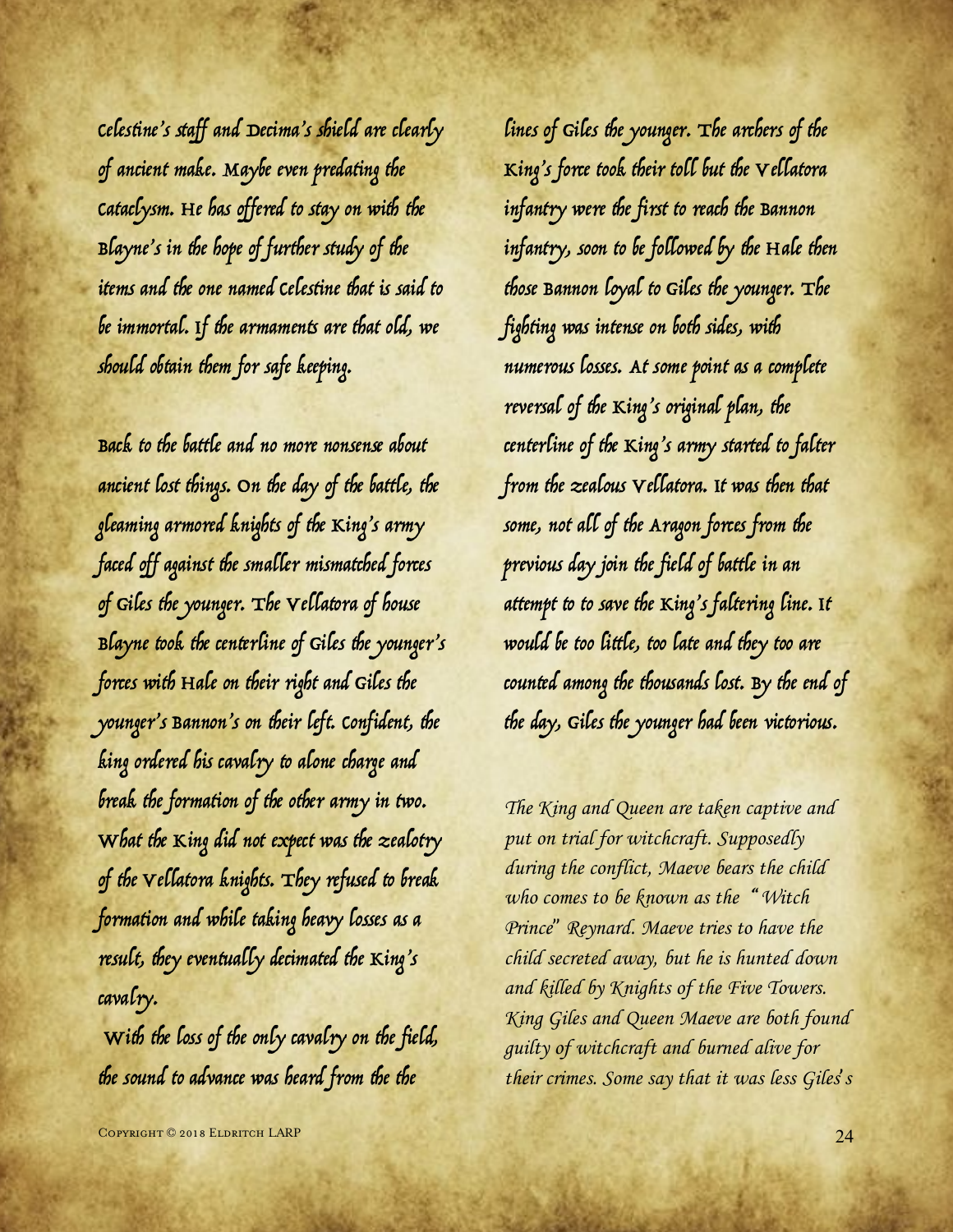Celestine's staff and Decima's shield are clearly of ancient make. Maybe even predating the Cataclysm. He has offered to stay on with the Blayne's in the hope of further study of the items and the one named Celestine that is said to be immortal. If the armaments are that old, we should obtain them for safe keeping.

Back to the battle and no more nonsense about ancient lost things. On the day of the battle, the gleaming armored knights of the King's army faced off against the smaller mismatched forces of Giles the younger. The Vellatora of house Blayne took the centerline of Giles the younger's forces with Hale on their right and Giles the younger's Bannon's on their left. Confident, the king ordered his cavalry to alone charge and break the formation of the other army in two. What the King did not expect was the zealotry of the Vellatora knights. They refused to break formation and while taking heavy losses as a result, they eventually decimated the King's cavalry.

With the loss of the only cavalry on the field, the sound to advance was heard from the the lines of Giles the younger. The archers of the King's force took their toll but the Vellatora infantry were the first to reach the Bannon infantry, soon to be followed by the Hale then those Bannon loyal to Giles the younger. The fighting was intense on both sides, with numerous losses. At some point as a complete reversal of the King's original plan, the centerline of the King's army started to falter from the zealous Vellatora. It was then that some, not all of the Aragon forces from the previous day join the field of battle in an attempt to to save the King's faltering line. It would be too little, too late and they too are counted among the thousands lost. By the end of the day, Giles the younger had been victorious.

*The King and Queen are taken captive and put on trial for witchcraft. Supposedly during the conflict, Maeve bears the child who comes to be known as the "Witch Prince" Reynard. Maeve tries to have the child secreted away, but he is hunted down and killed by Knights of the Five Towers. King Giles and Queen Maeve are both found guilty of witchcraft and burned alive for their crimes. Some say that it was less Giles's*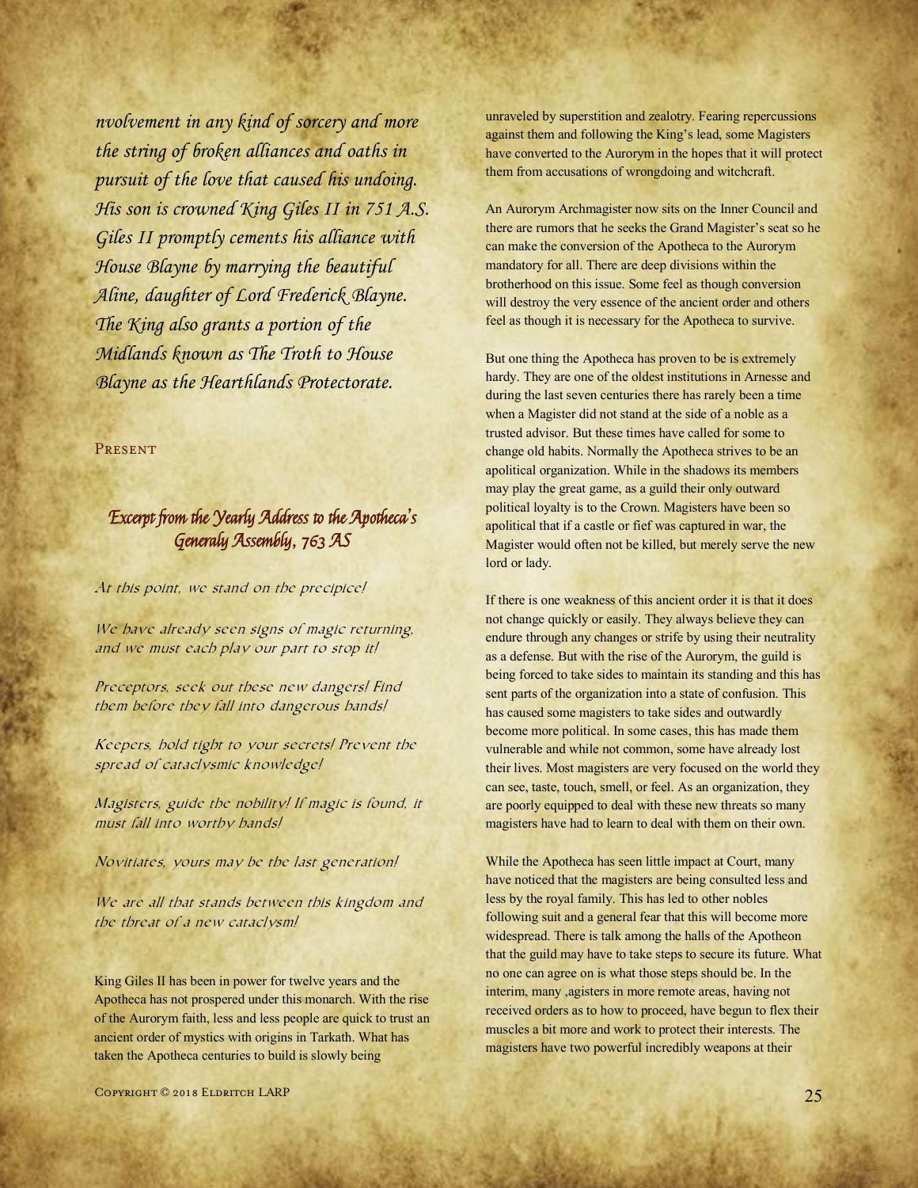*nvolvement in any kind of sorcery and more the string of broken alliances and oaths in pursuit of the love that caused his undoing. His son is crowned King Giles II in 751 A.S. Giles II promptly cements his alliance with House Blayne by marrying the beautiful Aline, daughter of Lord Frederick Blayne. The King also grants a portion of the Midlands known as The Troth to House Blayne as the Hearthlands Protectorate.*

## Present

### *Excerpt from the Yearly Address to the Apotheca's Generaly Assembly, 763 AS*

*At this point, we stand on the precipice!*

*We have already seen signs of magic returning, and we must each play our part to stop it!*

*Preceptors, seek out these new dangers! Find them before they fall into dangerous hands!*

*Keepers, hold tight to your secrets! Prevent the spread of cataclysmic knowledge!*

*Magisters, guide the nobility! If magic is found, it must fall into worthy hands!*

*Novitiates, yours may be the last generation!*

*We are all that stands between this kingdom and the threat of a new cataclysm!*

King Giles II has been in power for twelve years and the Apotheca has not prospered under this monarch. With the rise of the Aurorym faith, less and less people are quick to trust an ancient order of mystics with origins in Tarkath. What has taken the Apotheca centuries to build is slowly being unraveled by superstition and zealotry. Fearing repercussions against them and following the King's lead, some Magisters have converted to the Aurorym in the hopes that it will protect them from accusations of wrongdoing and witchcraft.

An Aurorym Archmagister now sits on the Inner Council and there are rumors that he seeks the Grand Magister's seat so he can make the conversion of the Apotheca to the Aurorym mandatory for all. There are deep divisions within the brotherhood on this issue. Some feel as though conversion will destroy the very essence of the ancient order and others feel as though it is necessary for the Apotheca to survive.

But one thing the Apotheca has proven to be is extremely hardy. They are one of the oldest institutions in Arnesse and during the last seven centuries there has rarely been a time when a Magister did not stand at the side of a noble as a trusted advisor. But these times have called for some to change old habits. Normally the Apotheca strives to be an apolitical organization. While in the shadows its members may play the great game, as a guild their only outward political loyalty is to the Crown. Magisters have been so apolitical that if a castle or fief was captured in war, the Magister would often not be killed, but merely serve the new lord or lady.

If there is one weakness of this ancient order it is that it does not change quickly or easily. They always believe they can endure through any changes or strife by using their neutrality as a defense. But with the rise of the Aurorym, the guild is being forced to take sides to maintain its standing and this has sent parts of the organization into a state of confusion. This has caused some magisters to take sides and outwardly become more political. In some cases, this has made them vulnerable and while not common, some have already lost their lives. Most magisters are very focused on the world they can see, taste, touch, smell, or feel. As an organization, they are poorly equipped to deal with these new threats so many magisters have had to learn to deal with them on their own.

While the Apotheca has seen little impact at Court, many have noticed that the magisters are being consulted less and less by the royal family. This has led to other nobles following suit and a general fear that this will become more widespread. There is talk among the halls of the Apotheon that the guild may have to take steps to secure its future. What no one can agree on is what those steps should be. In the interim, many ,agisters in more remote areas, having not received orders as to how to proceed, have begun to flex their muscles a bit more and work to protect their interests. The magisters have two powerful incredibly weapons at their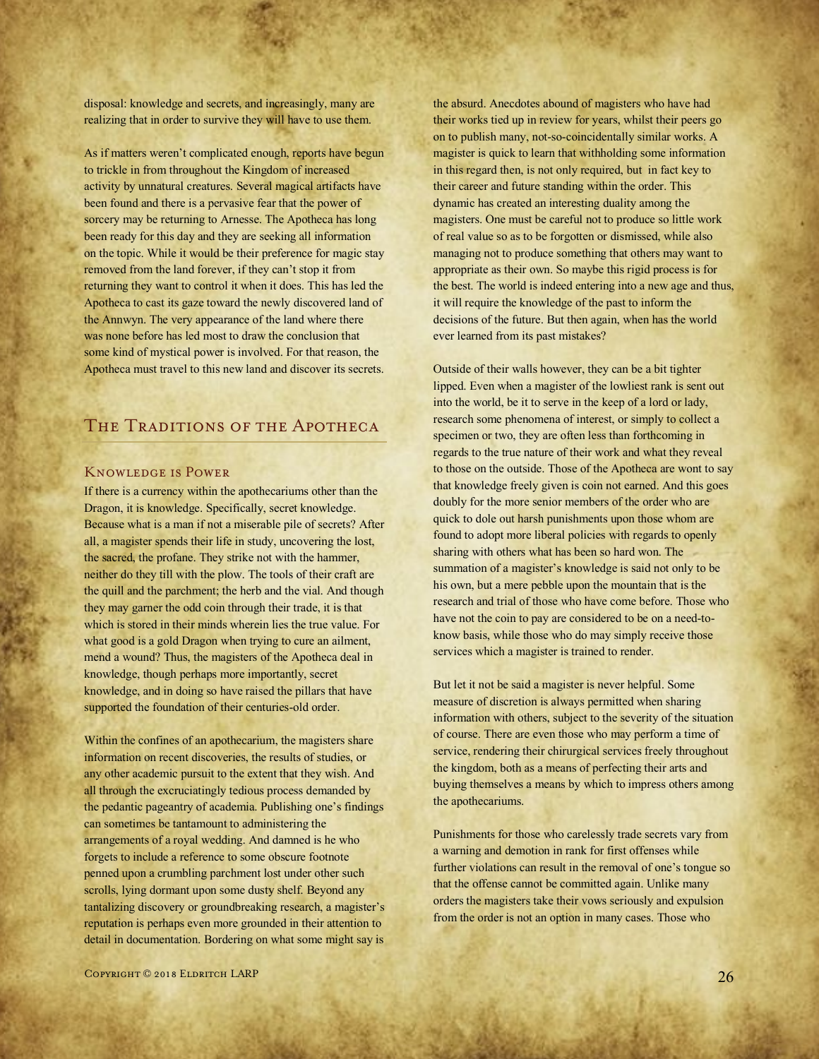disposal: knowledge and secrets, and increasingly, many are realizing that in order to survive they will have to use them.

As if matters weren't complicated enough, reports have begun to trickle in from throughout the Kingdom of increased activity by unnatural creatures. Several magical artifacts have been found and there is a pervasive fear that the power of sorcery may be returning to Arnesse. The Apotheca has long been ready for this day and they are seeking all information on the topic. While it would be their preference for magic stay removed from the land forever, if they can't stop it from returning they want to control it when it does. This has led the Apotheca to cast its gaze toward the newly discovered land of the Annwyn. The very appearance of the land where there was none before has led most to draw the conclusion that some kind of mystical power is involved. For that reason, the Apotheca must travel to this new land and discover its secrets.

## The Traditions of the Apotheca

### Knowledge is Power

If there is a currency within the apothecariums other than the Dragon, it is knowledge. Specifically, secret knowledge. Because what is a man if not a miserable pile of secrets? After all, a magister spends their life in study, uncovering the lost, the sacred, the profane. They strike not with the hammer, neither do they till with the plow. The tools of their craft are the quill and the parchment; the herb and the vial. And though they may garner the odd coin through their trade, it is that which is stored in their minds wherein lies the true value. For what good is a gold Dragon when trying to cure an ailment, mend a wound? Thus, the magisters of the Apotheca deal in knowledge, though perhaps more importantly, secret knowledge, and in doing so have raised the pillars that have supported the foundation of their centuries-old order.

Within the confines of an apothecarium, the magisters share information on recent discoveries, the results of studies, or any other academic pursuit to the extent that they wish. And all through the excruciatingly tedious process demanded by the pedantic pageantry of academia. Publishing one's findings can sometimes be tantamount to administering the arrangements of a royal wedding. And damned is he who forgets to include a reference to some obscure footnote penned upon a crumbling parchment lost under other such scrolls, lying dormant upon some dusty shelf. Beyond any tantalizing discovery or groundbreaking research, a magister's reputation is perhaps even more grounded in their attention to detail in documentation. Bordering on what some might say is the absurd. Anecdotes abound of magisters who have had their works tied up in review for years, whilst their peers go on to publish many, not-so-coincidentally similar works. A magister is quick to learn that withholding some information in this regard then, is not only required, but in fact key to their career and future standing within the order. This dynamic has created an interesting duality among the magisters. One must be careful not to produce so little work of real value so as to be forgotten or dismissed, while also managing not to produce something that others may want to appropriate as their own. So maybe this rigid process is for the best. The world is indeed entering into a new age and thus, it will require the knowledge of the past to inform the decisions of the future. But then again, when has the world ever learned from its past mistakes?

Outside of their walls however, they can be a bit tighter lipped. Even when a magister of the lowliest rank is sent out into the world, be it to serve in the keep of a lord or lady, research some phenomena of interest, or simply to collect a specimen or two, they are often less than forthcoming in regards to the true nature of their work and what they reveal to those on the outside. Those of the Apotheca are wont to say that knowledge freely given is coin not earned. And this goes doubly for the more senior members of the order who are quick to dole out harsh punishments upon those whom are found to adopt more liberal policies with regards to openly sharing with others what has been so hard won. The summation of a magister's knowledge is said not only to be his own, but a mere pebble upon the mountain that is the research and trial of those who have come before. Those who have not the coin to pay are considered to be on a need-to-know basis, while those who do may simply receive those services which a magister is trained to render.

But let it not be said a magister is never helpful. Some measure of discretion is always permitted when sharing information with others, subject to the severity of the situation of course. There are even those who may perform a time of service, rendering their chirurgical services freely throughout the kingdom, both as a means of perfecting their arts and buying themselves a means by which to impress others among the apothecariums.

Punishments for those who carelessly trade secrets vary from a warning and demotion in rank for first offenses while further violations can result in the removal of one's tongue so that the offense cannot be committed again. Unlike many orders the magisters take their vows seriously and expulsion from the order is not an option in many cases. Those who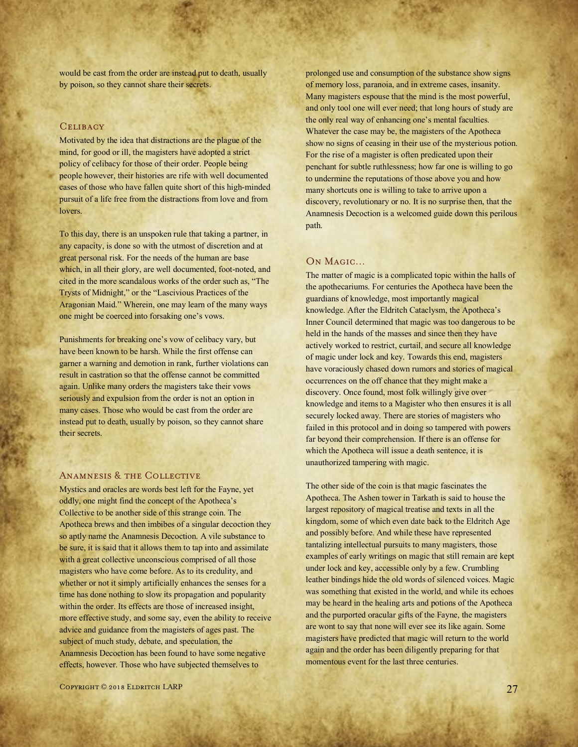would be cast from the order are instead put to death, usually by poison, so they cannot share their secrets.

### Celibacy

Motivated by the idea that distractions are the plague of the mind, for good or ill, the magisters have adopted a strict policy of celibacy for those of their order. People being people however, their histories are rife with well documented cases of those who have fallen quite short of this high-minded pursuit of a life free from the distractions from love and from lovers.

To this day, there is an unspoken rule that taking a partner, in any capacity, is done so with the utmost of discretion and at great personal risk. For the needs of the human are base which, in all their glory, are well documented, foot-noted, and cited in the more scandalous works of the order such as, "The Trysts of Midnight," or the "Lascivious Practices of the Aragonian Maid." Wherein, one may learn of the many ways one might be coerced into forsaking one's vows.

Punishments for breaking one's vow of celibacy vary, but have been known to be harsh. While the first offense can garner a warning and demotion in rank, further violations can result in castration so that the offense cannot be committed again. Unlike many orders the magisters take their vows seriously and expulsion from the order is not an option in many cases. Those who would be cast from the order are instead put to death, usually by poison, so they cannot share their secrets.

### Anamnesis & the Collective

Mystics and oracles are words best left for the Fayne, yet oddly, one might find the concept of the Apotheca's Collective to be another side of this strange coin. The Apotheca brews and then imbibes of a singular decoction they so aptly name the Anamnesis Decoction. A vile substance to be sure, it is said that it allows them to tap into and assimilate with a great collective unconscious comprised of all those magisters who have come before. As to its credulity, and whether or not it simply artificially enhances the senses for a time has done nothing to slow its propagation and popularity within the order. Its effects are those of increased insight, more effective study, and some say, even the ability to receive advice and guidance from the magisters of ages past. The subject of much study, debate, and speculation, the Anamnesis Decoction has been found to have some negative effects, however. Those who have subjected themselves to prolonged use and consumption of the substance show signs of memory loss, paranoia, and in extreme cases, insanity. Many magisters espouse that the mind is the most powerful, and only tool one will ever need; that long hours of study are the only real way of enhancing one's mental faculties. Whatever the case may be, the magisters of the Apotheca show no signs of ceasing in their use of the mysterious potion. For the rise of a magister is often predicated upon their penchant for subtle ruthlessness; how far one is willing to go to undermine the reputations of those above you and how many shortcuts one is willing to take to arrive upon a discovery, revolutionary or no. It is no surprise then, that the Anamnesis Decoction is a welcomed guide down this perilous path.

### On Magic…

The matter of magic is a complicated topic within the halls of the apothecariums. For centuries the Apotheca have been the guardians of knowledge, most importantly magical knowledge. After the Eldritch Cataclysm, the Apotheca's Inner Council determined that magic was too dangerous to be held in the hands of the masses and since then they have actively worked to restrict, curtail, and secure all knowledge of magic under lock and key. Towards this end, magisters have voraciously chased down rumors and stories of magical occurrences on the off chance that they might make a discovery. Once found, most folk willingly give over knowledge and items to a Magister who then ensures it is all securely locked away. There are stories of magisters who failed in this protocol and in doing so tampered with powers far beyond their comprehension. If there is an offense for which the Apotheca will issue a death sentence, it is unauthorized tampering with magic.

The other side of the coin is that magic fascinates the Apotheca. The Ashen tower in Tarkath is said to house the largest repository of magical treatise and texts in all the kingdom, some of which even date back to the Eldritch Age and possibly before. And while these have represented tantalizing intellectual pursuits to many magisters, those examples of early writings on magic that still remain are kept under lock and key, accessible only by a few. Crumbling leather bindings hide the old words of silenced voices. Magic was something that existed in the world, and while its echoes may be heard in the healing arts and potions of the Apotheca and the purported oracular gifts of the Fayne, the magisters are wont to say that none will ever see its like again. Some magisters have predicted that magic will return to the world again and the order has been diligently preparing for that momentous event for the last three centuries.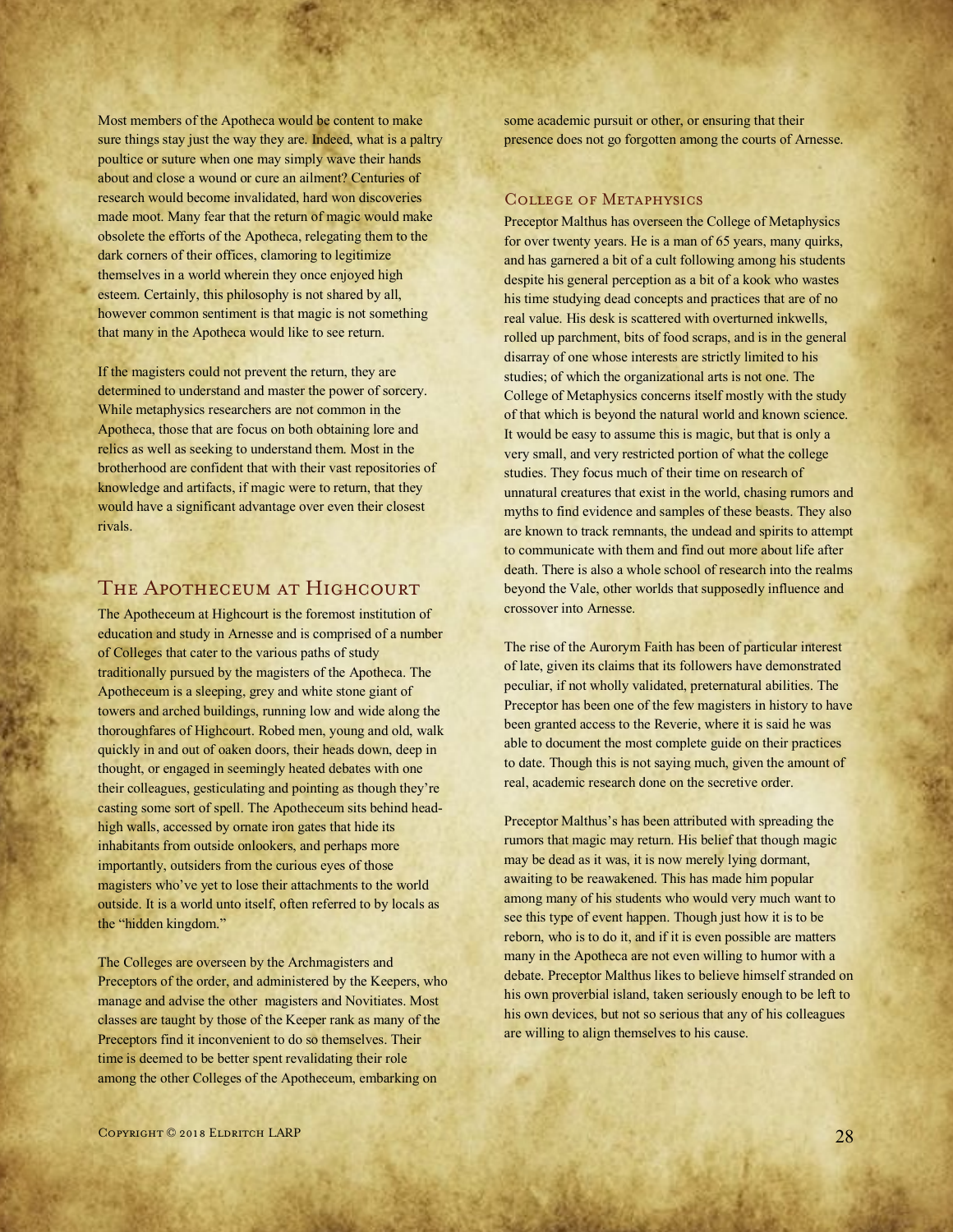Most members of the Apotheca would be content to make sure things stay just the way they are. Indeed, what is a paltry poultice or suture when one may simply wave their hands about and close a wound or cure an ailment? Centuries of research would become invalidated, hard won discoveries made moot. Many fear that the return of magic would make obsolete the efforts of the Apotheca, relegating them to the dark corners of their offices, clamoring to legitimize themselves in a world wherein they once enjoyed high esteem. Certainly, this philosophy is not shared by all, however common sentiment is that magic is not something that many in the Apotheca would like to see return.

If the magisters could not prevent the return, they are determined to understand and master the power of sorcery. While metaphysics researchers are not common in the Apotheca, those that are focus on both obtaining lore and relics as well as seeking to understand them. Most in the brotherhood are confident that with their vast repositories of knowledge and artifacts, if magic were to return, that they would have a significant advantage over even their closest rivals.

## The Apotheceum at Highcourt

The Apotheceum at Highcourt is the foremost institution of education and study in Arnesse and is comprised of a number of Colleges that cater to the various paths of study traditionally pursued by the magisters of the Apotheca. The Apotheceum is a sleeping, grey and white stone giant of towers and arched buildings, running low and wide along the thoroughfares of Highcourt. Robed men, young and old, walk quickly in and out of oaken doors, their heads down, deep in thought, or engaged in seemingly heated debates with one their colleagues, gesticulating and pointing as though they're casting some sort of spell. The Apotheceum sits behind head-high walls, accessed by ornate iron gates that hide its inhabitants from outside onlookers, and perhaps more importantly, outsiders from the curious eyes of those magisters who've yet to lose their attachments to the world outside. It is a world unto itself, often referred to by locals as the "hidden kingdom."

The Colleges are overseen by the Archmagisters and Preceptors of the order, and administered by the Keepers, who manage and advise the other magisters and Novitiates. Most classes are taught by those of the Keeper rank as many of the Preceptors find it inconvenient to do so themselves. Their time is deemed to be better spent revalidating their role among the other Colleges of the Apotheceum, embarking on some academic pursuit or other, or ensuring that their presence does not go forgotten among the courts of Arnesse.

### College of Metaphysics

Preceptor Malthus has overseen the College of Metaphysics for over twenty years. He is a man of 65 years, many quirks, and has garnered a bit of a cult following among his students despite his general perception as a bit of a kook who wastes his time studying dead concepts and practices that are of no real value. His desk is scattered with overturned inkwells, rolled up parchment, bits of food scraps, and is in the general disarray of one whose interests are strictly limited to his studies; of which the organizational arts is not one. The College of Metaphysics concerns itself mostly with the study of that which is beyond the natural world and known science. It would be easy to assume this is magic, but that is only a very small, and very restricted portion of what the college studies. They focus much of their time on research of unnatural creatures that exist in the world, chasing rumors and myths to find evidence and samples of these beasts. They also are known to track remnants, the undead and spirits to attempt to communicate with them and find out more about life after death. There is also a whole school of research into the realms beyond the Vale, other worlds that supposedly influence and crossover into Arnesse.

The rise of the Aurorym Faith has been of particular interest of late, given its claims that its followers have demonstrated peculiar, if not wholly validated, preternatural abilities. The Preceptor has been one of the few magisters in history to have been granted access to the Reverie, where it is said he was able to document the most complete guide on their practices to date. Though this is not saying much, given the amount of real, academic research done on the secretive order.

Preceptor Malthus's has been attributed with spreading the rumors that magic may return. His belief that though magic may be dead as it was, it is now merely lying dormant, awaiting to be reawakened. This has made him popular among many of his students who would very much want to see this type of event happen. Though just how it is to be reborn, who is to do it, and if it is even possible are matters many in the Apotheca are not even willing to humor with a debate. Preceptor Malthus likes to believe himself stranded on his own proverbial island, taken seriously enough to be left to his own devices, but not so serious that any of his colleagues are willing to align themselves to his cause.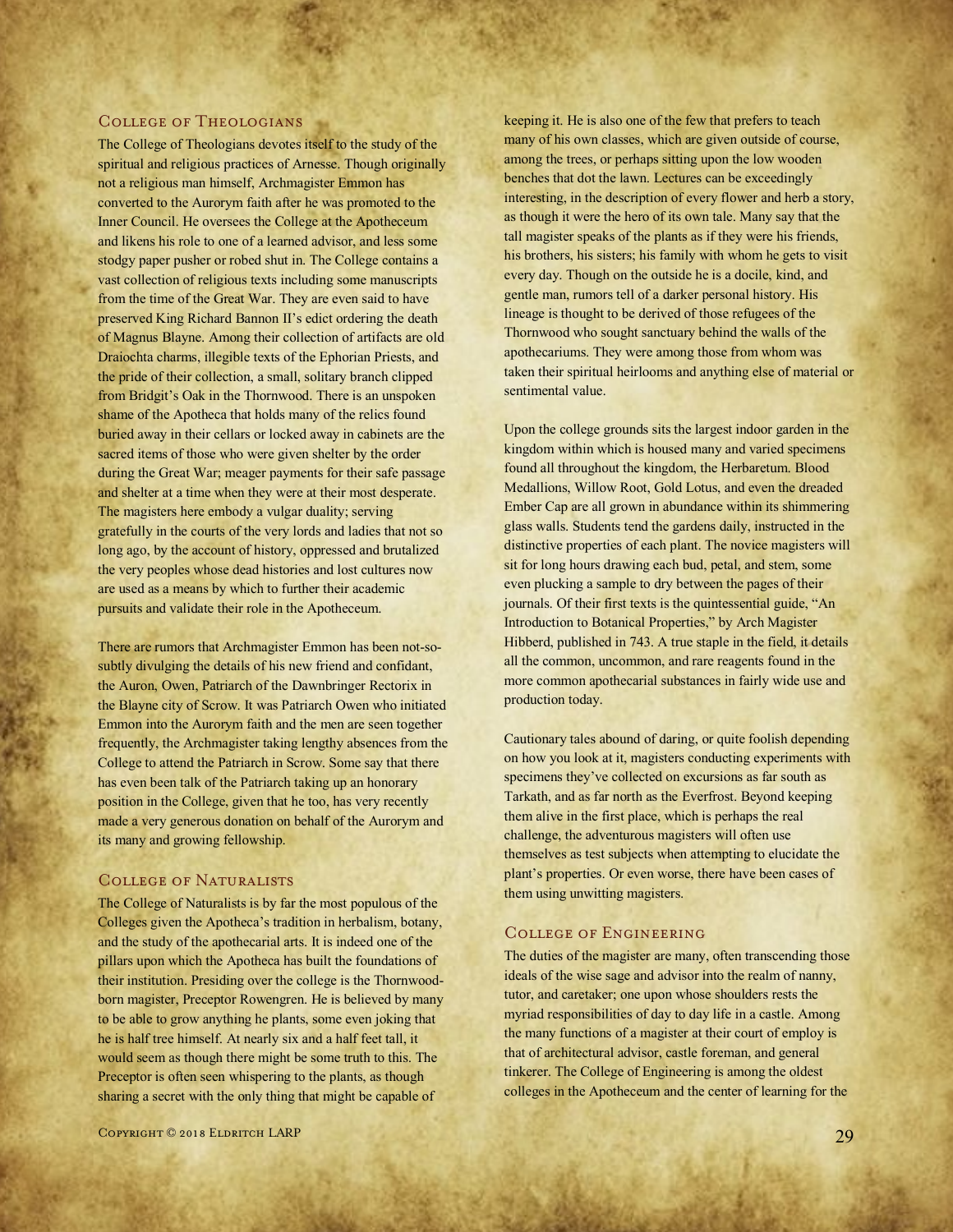## College of Theologians

The College of Theologians devotes itself to the study of the spiritual and religious practices of Arnesse. Though originally not a religious man himself, Archmagister Emmon has converted to the Aurorym faith after he was promoted to the Inner Council. He oversees the College at the Apotheceum and likens his role to one of a learned advisor, and less some stodgy paper pusher or robed shut in. The College contains a vast collection of religious texts including some manuscripts from the time of the Great War. They are even said to have preserved King Richard Bannon II's edict ordering the death of Magnus Blayne. Among their collection of artifacts are old Draiochta charms, illegible texts of the Ephorian Priests, and the pride of their collection, a small, solitary branch clipped from Bridgit's Oak in the Thornwood. There is an unspoken shame of the Apotheca that holds many of the relics found buried away in their cellars or locked away in cabinets are the sacred items of those who were given shelter by the order during the Great War; meager payments for their safe passage and shelter at a time when they were at their most desperate. The magisters here embody a vulgar duality; serving gratefully in the courts of the very lords and ladies that not so long ago, by the account of history, oppressed and brutalized the very peoples whose dead histories and lost cultures now are used as a means by which to further their academic pursuits and validate their role in the Apotheceum.

There are rumors that Archmagister Emmon has been not-so-subtly divulging the details of his new friend and confidant, the Auron, Owen, Patriarch of the Dawnbringer Rectorix in the Blayne city of Scrow. It was Patriarch Owen who initiated Emmon into the Aurorym faith and the men are seen together frequently, the Archmagister taking lengthy absences from the College to attend the Patriarch in Scrow. Some say that there has even been talk of the Patriarch taking up an honorary position in the College, given that he too, has very recently made a very generous donation on behalf of the Aurorym and its many and growing fellowship.

## College of Naturalists

The College of Naturalists is by far the most populous of the Colleges given the Apotheca's tradition in herbalism, botany, and the study of the apothecarial arts. It is indeed one of the pillars upon which the Apotheca has built the foundations of their institution. Presiding over the college is the Thornwood-born magister, Preceptor Rowengren. He is believed by many to be able to grow anything he plants, some even joking that he is half tree himself. At nearly six and a half feet tall, it would seem as though there might be some truth to this. The Preceptor is often seen whispering to the plants, as though sharing a secret with the only thing that might be capable of keeping it. He is also one of the few that prefers to teach many of his own classes, which are given outside of course, among the trees, or perhaps sitting upon the low wooden benches that dot the lawn. Lectures can be exceedingly interesting, in the description of every flower and herb a story, as though it were the hero of its own tale. Many say that the tall magister speaks of the plants as if they were his friends, his brothers, his sisters; his family with whom he gets to visit every day. Though on the outside he is a docile, kind, and gentle man, rumors tell of a darker personal history. His lineage is thought to be derived of those refugees of the Thornwood who sought sanctuary behind the walls of the apothecariums. They were among those from whom was taken their spiritual heirlooms and anything else of material or sentimental value.

Upon the college grounds sits the largest indoor garden in the kingdom within which is housed many and varied specimens found all throughout the kingdom, the Herbaretum. Blood Medallions, Willow Root, Gold Lotus, and even the dreaded Ember Cap are all grown in abundance within its shimmering glass walls. Students tend the gardens daily, instructed in the distinctive properties of each plant. The novice magisters will sit for long hours drawing each bud, petal, and stem, some even plucking a sample to dry between the pages of their journals. Of their first texts is the quintessential guide, "An Introduction to Botanical Properties," by Arch Magister Hibberd, published in 743. A true staple in the field, it details all the common, uncommon, and rare reagents found in the more common apothecarial substances in fairly wide use and production today.

Cautionary tales abound of daring, or quite foolish depending on how you look at it, magisters conducting experiments with specimens they've collected on excursions as far south as Tarkath, and as far north as the Everfrost. Beyond keeping them alive in the first place, which is perhaps the real challenge, the adventurous magisters will often use themselves as test subjects when attempting to elucidate the plant's properties. Or even worse, there have been cases of them using unwitting magisters.

## College of Engineering

The duties of the magister are many, often transcending those ideals of the wise sage and advisor into the realm of nanny, tutor, and caretaker; one upon whose shoulders rests the myriad responsibilities of day to day life in a castle. Among the many functions of a magister at their court of employ is that of architectural advisor, castle foreman, and general tinkerer. The College of Engineering is among the oldest colleges in the Apotheceum and the center of learning for the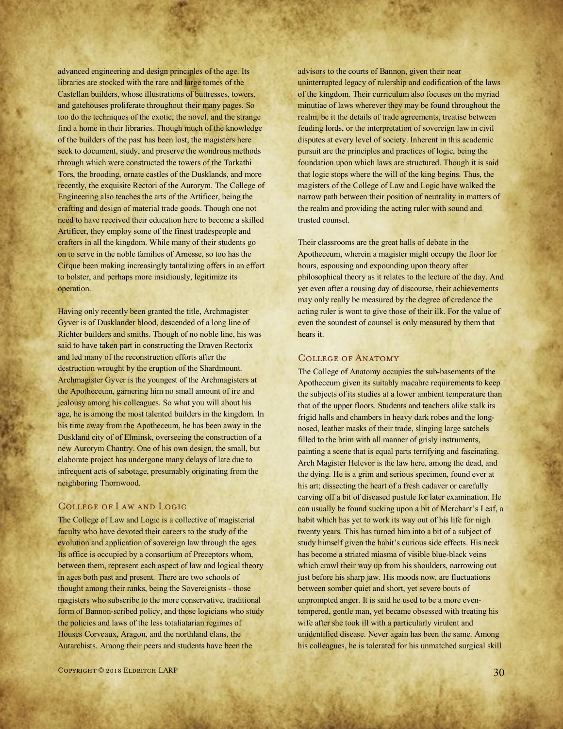advanced engineering and design principles of the age. Its libraries are stocked with the rare and large tomes of the Castellan builders, whose illustrations of buttresses, towers, and gatehouses proliferate throughout their many pages. So too do the techniques of the exotic, the novel, and the strange find a home in their libraries. Though much of the knowledge of the builders of the past has been lost, the magisters here seek to document, study, and preserve the wondrous methods through which were constructed the towers of the Tarkathi Tors, the brooding, ornate castles of the Dusklands, and more recently, the exquisite Rectori of the Aurorym. The College of Engineering also teaches the arts of the Artificer, being the crafting and design of material trade goods. Though one not need to have received their education here to become a skilled Artificer, they employ some of the finest tradespeople and crafters in all the kingdom. While many of their students go on to serve in the noble families of Arnesse, so too has the Cirque been making increasingly tantalizing offers in an effort to bolster, and perhaps more insidiously, legitimize its operation.

Having only recently been granted the title, Archmagister Gyver is of Dusklander blood, descended of a long line of Richter builders and smiths. Though of no noble line, his was said to have taken part in constructing the Draven Rectorix and led many of the reconstruction efforts after the destruction wrought by the eruption of the Shardmount. Archmagister Gyver is the youngest of the Archmagisters at the Apotheceum, garnering him no small amount of ire and jealousy among his colleagues. So what you will about his age, he is among the most talented builders in the kingdom. In his time away from the Apotheceum, he has been away in the Duskland city of of Elminsk, overseeing the construction of a new Aurorym Chantry. One of his own design, the small, but elaborate project has undergone many delays of late due to infrequent acts of sabotage, presumably originating from the neighboring Thornwood.

## College of Law and Logic

The College of Law and Logic is a collective of magisterial faculty who have devoted their careers to the study of the evolution and application of sovereign law through the ages. Its office is occupied by a consortium of Preceptors whom, between them, represent each aspect of law and logical theory in ages both past and present. There are two schools of thought among their ranks, being the Sovereignists - those magisters who subscribe to the more conservative, traditional form of Bannon-scribed policy, and those logicians who study the policies and laws of the less totaliatarian regimes of Houses Corveaux, Aragon, and the northland clans, the Autarchists. Among their peers and students have been the advisors to the courts of Bannon, given their near uninterrupted legacy of rulership and codification of the laws of the kingdom. Their curriculum also focuses on the myriad minutiae of laws wherever they may be found throughout the realm, be it the details of trade agreements, treatise between feuding lords, or the interpretation of sovereign law in civil disputes at every level of society. Inherent in this academic pursuit are the principles and practices of logic, being the foundation upon which laws are structured. Though it is said that logic stops where the will of the king begins. Thus, the magisters of the College of Law and Logic have walked the narrow path between their position of neutrality in matters of the realm and providing the acting ruler with sound and trusted counsel.

Their classrooms are the great halls of debate in the Apotheceum, wherein a magister might occupy the floor for hours, espousing and expounding upon theory after philosophical theory as it relates to the lecture of the day. And yet even after a rousing day of discourse, their achievements may only really be measured by the degree of credence the acting ruler is wont to give those of their ilk. For the value of even the soundest of counsel is only measured by them that hears it.

## College of Anatomy

The College of Anatomy occupies the sub-basements of the Apotheceum given its suitably macabre requirements to keep the subjects of its studies at a lower ambient temperature than that of the upper floors. Students and teachers alike stalk its frigid halls and chambers in heavy dark robes and the long-nosed, leather masks of their trade, slinging large satchels filled to the brim with all manner of grisly instruments, painting a scene that is equal parts terrifying and fascinating. Arch Magister Helevor is the law here, among the dead, and the dying. He is a grim and serious specimen, found ever at his art; dissecting the heart of a fresh cadaver or carefully carving off a bit of diseased pustule for later examination. He can usually be found sucking upon a bit of Merchant's Leaf, a habit which has yet to work its way out of his life for nigh twenty years. This has turned him into a bit of a subject of study himself given the habit's curious side effects. His neck has become a striated miasma of visible blue-black veins which crawl their way up from his shoulders, narrowing out just before his sharp jaw. His moods now, are fluctuations between somber quiet and short, yet severe bouts of unprompted anger. It is said he used to be a more even-tempered, gentle man, yet became obsessed with treating his wife after she took ill with a particularly virulent and unidentified disease. Never again has been the same. Among his colleagues, he is tolerated for his unmatched surgical skill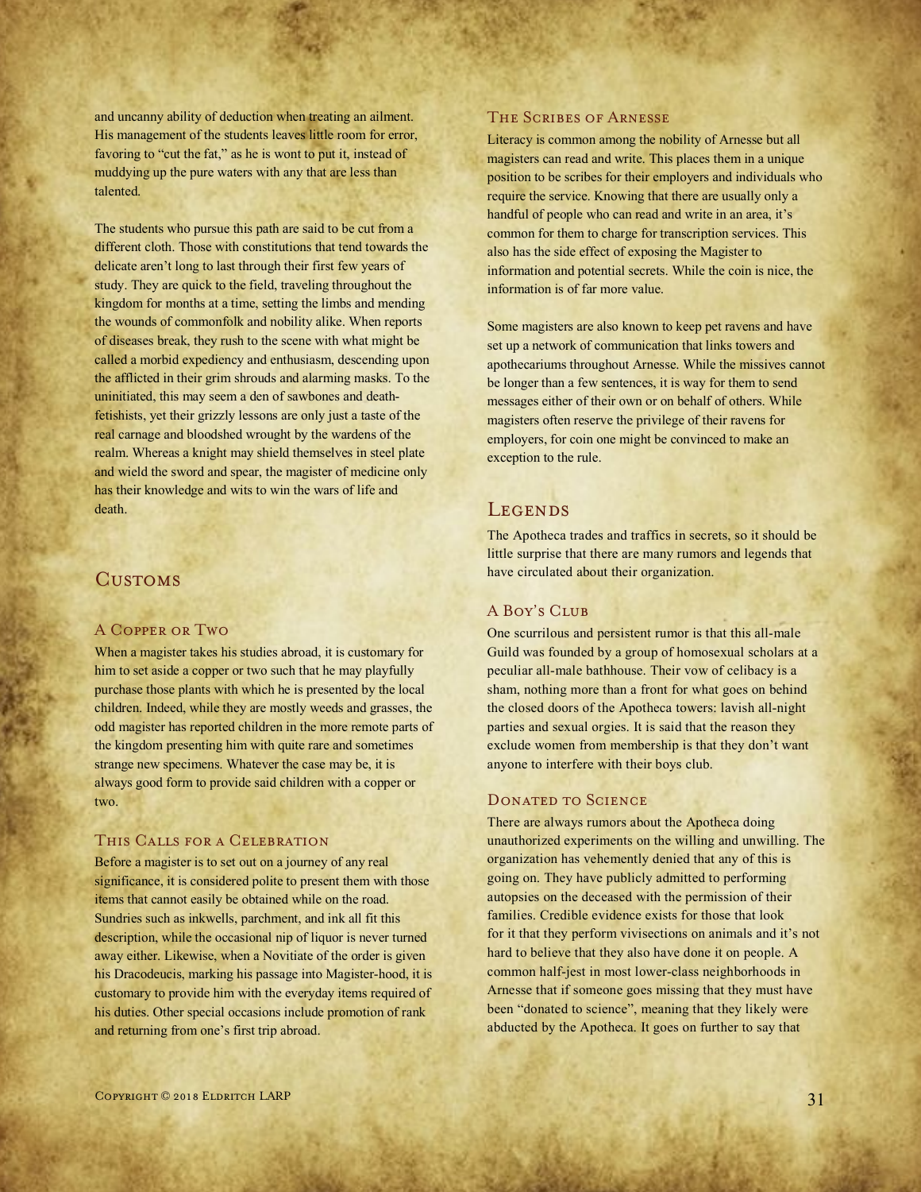and uncanny ability of deduction when treating an ailment. His management of the students leaves little room for error, favoring to "cut the fat," as he is wont to put it, instead of muddying up the pure waters with any that are less than talented.

The students who pursue this path are said to be cut from a different cloth. Those with constitutions that tend towards the delicate aren't long to last through their first few years of study. They are quick to the field, traveling throughout the kingdom for months at a time, setting the limbs and mending the wounds of commonfolk and nobility alike. When reports of diseases break, they rush to the scene with what might be called a morbid expediency and enthusiasm, descending upon the afflicted in their grim shrouds and alarming masks. To the uninitiated, this may seem a den of sawbones and death-fetishists, yet their grizzly lessons are only just a taste of the real carnage and bloodshed wrought by the wardens of the realm. Whereas a knight may shield themselves in steel plate and wield the sword and spear, the magister of medicine only has their knowledge and wits to win the wars of life and death.

## Customs

### A Copper or Two

When a magister takes his studies abroad, it is customary for him to set aside a copper or two such that he may playfully purchase those plants with which he is presented by the local children. Indeed, while they are mostly weeds and grasses, the odd magister has reported children in the more remote parts of the kingdom presenting him with quite rare and sometimes strange new specimens. Whatever the case may be, it is always good form to provide said children with a copper or two.

### This Calls for a Celebration

Before a magister is to set out on a journey of any real significance, it is considered polite to present them with those items that cannot easily be obtained while on the road. Sundries such as inkwells, parchment, and ink all fit this description, while the occasional nip of liquor is never turned away either. Likewise, when a Novitiate of the order is given his Dracodeucis, marking his passage into Magister-hood, it is customary to provide him with the everyday items required of his duties. Other special occasions include promotion of rank and returning from one's first trip abroad.

### The Scribes of Arnesse

Literacy is common among the nobility of Arnesse but all magisters can read and write. This places them in a unique position to be scribes for their employers and individuals who require the service. Knowing that there are usually only a handful of people who can read and write in an area, it's common for them to charge for transcription services. This also has the side effect of exposing the Magister to information and potential secrets. While the coin is nice, the information is of far more value.

Some magisters are also known to keep pet ravens and have set up a network of communication that links towers and apothecariums throughout Arnesse. While the missives cannot be longer than a few sentences, it is way for them to send messages either of their own or on behalf of others. While magisters often reserve the privilege of their ravens for employers, for coin one might be convinced to make an exception to the rule.

## Legends

The Apotheca trades and traffics in secrets, so it should be little surprise that there are many rumors and legends that have circulated about their organization.

### A Boy's Club

One scurrilous and persistent rumor is that this all-male Guild was founded by a group of homosexual scholars at a peculiar all-male bathhouse. Their vow of celibacy is a sham, nothing more than a front for what goes on behind the closed doors of the Apotheca towers: lavish all-night parties and sexual orgies. It is said that the reason they exclude women from membership is that they don't want anyone to interfere with their boys club.

### Donated to Science

There are always rumors about the Apotheca doing unauthorized experiments on the willing and unwilling. The organization has vehemently denied that any of this is going on. They have publicly admitted to performing autopsies on the deceased with the permission of their families. Credible evidence exists for those that look for it that they perform vivisections on animals and it's not hard to believe that they also have done it on people. A common half-jest in most lower-class neighborhoods in Arnesse that if someone goes missing that they must have been "donated to science", meaning that they likely were abducted by the Apotheca. It goes on further to say that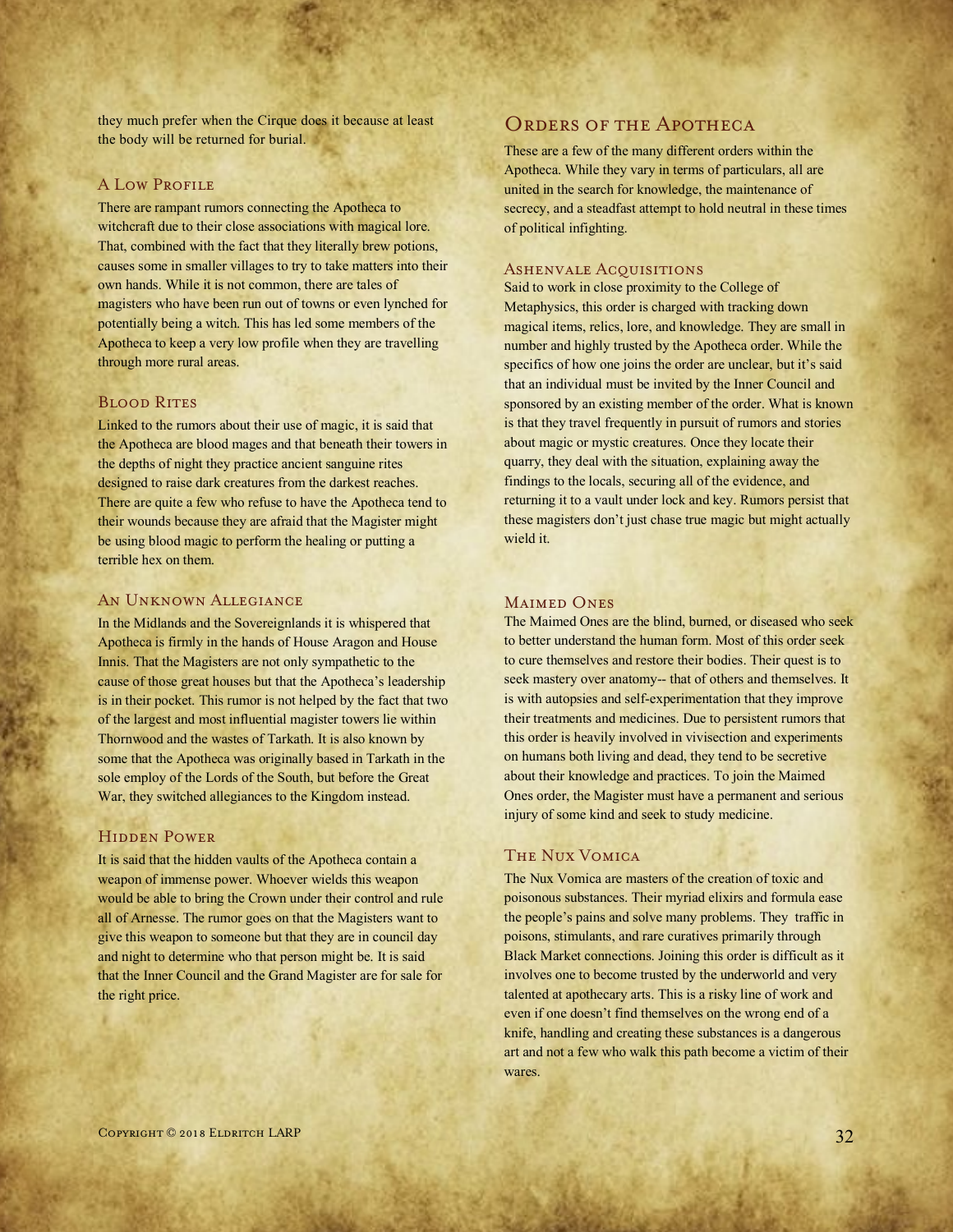they much prefer when the Cirque does it because at least the body will be returned for burial.

### A Low Profile

There are rampant rumors connecting the Apotheca to witchcraft due to their close associations with magical lore. That, combined with the fact that they literally brew potions, causes some in smaller villages to try to take matters into their own hands. While it is not common, there are tales of magisters who have been run out of towns or even lynched for potentially being a witch. This has led some members of the Apotheca to keep a very low profile when they are travelling through more rural areas.

### Blood Rites

Linked to the rumors about their use of magic, it is said that the Apotheca are blood mages and that beneath their towers in the depths of night they practice ancient sanguine rites designed to raise dark creatures from the darkest reaches. There are quite a few who refuse to have the Apotheca tend to their wounds because they are afraid that the Magister might be using blood magic to perform the healing or putting a terrible hex on them.

### An Unknown Allegiance

In the Midlands and the Sovereignlands it is whispered that Apotheca is firmly in the hands of House Aragon and House Innis. That the Magisters are not only sympathetic to the cause of those great houses but that the Apotheca's leadership is in their pocket. This rumor is not helped by the fact that two of the largest and most influential magister towers lie within Thornwood and the wastes of Tarkath. It is also known by some that the Apotheca was originally based in Tarkath in the sole employ of the Lords of the South, but before the Great War, they switched allegiances to the Kingdom instead.

### Hidden Power

It is said that the hidden vaults of the Apotheca contain a weapon of immense power. Whoever wields this weapon would be able to bring the Crown under their control and rule all of Arnesse. The rumor goes on that the Magisters want to give this weapon to someone but that they are in council day and night to determine who that person might be. It is said that the Inner Council and the Grand Magister are for sale for the right price.

## Orders of the Apotheca

These are a few of the many different orders within the Apotheca. While they vary in terms of particulars, all are united in the search for knowledge, the maintenance of secrecy, and a steadfast attempt to hold neutral in these times of political infighting.

### Ashenvale Acquisitions

Said to work in close proximity to the College of Metaphysics, this order is charged with tracking down magical items, relics, lore, and knowledge. They are small in number and highly trusted by the Apotheca order. While the specifics of how one joins the order are unclear, but it's said that an individual must be invited by the Inner Council and sponsored by an existing member of the order. What is known is that they travel frequently in pursuit of rumors and stories about magic or mystic creatures. Once they locate their quarry, they deal with the situation, explaining away the findings to the locals, securing all of the evidence, and returning it to a vault under lock and key. Rumors persist that these magisters don't just chase true magic but might actually wield it.

### Maimed Ones

The Maimed Ones are the blind, burned, or diseased who seek to better understand the human form. Most of this order seek to cure themselves and restore their bodies. Their quest is to seek mastery over anatomy-- that of others and themselves. It is with autopsies and self-experimentation that they improve their treatments and medicines. Due to persistent rumors that this order is heavily involved in vivisection and experiments on humans both living and dead, they tend to be secretive about their knowledge and practices. To join the Maimed Ones order, the Magister must have a permanent and serious injury of some kind and seek to study medicine.

### The Nux Vomica

The Nux Vomica are masters of the creation of toxic and poisonous substances. Their myriad elixirs and formula ease the people's pains and solve many problems. They traffic in poisons, stimulants, and rare curatives primarily through Black Market connections. Joining this order is difficult as it involves one to become trusted by the underworld and very talented at apothecary arts. This is a risky line of work and even if one doesn't find themselves on the wrong end of a knife, handling and creating these substances is a dangerous art and not a few who walk this path become a victim of their wares.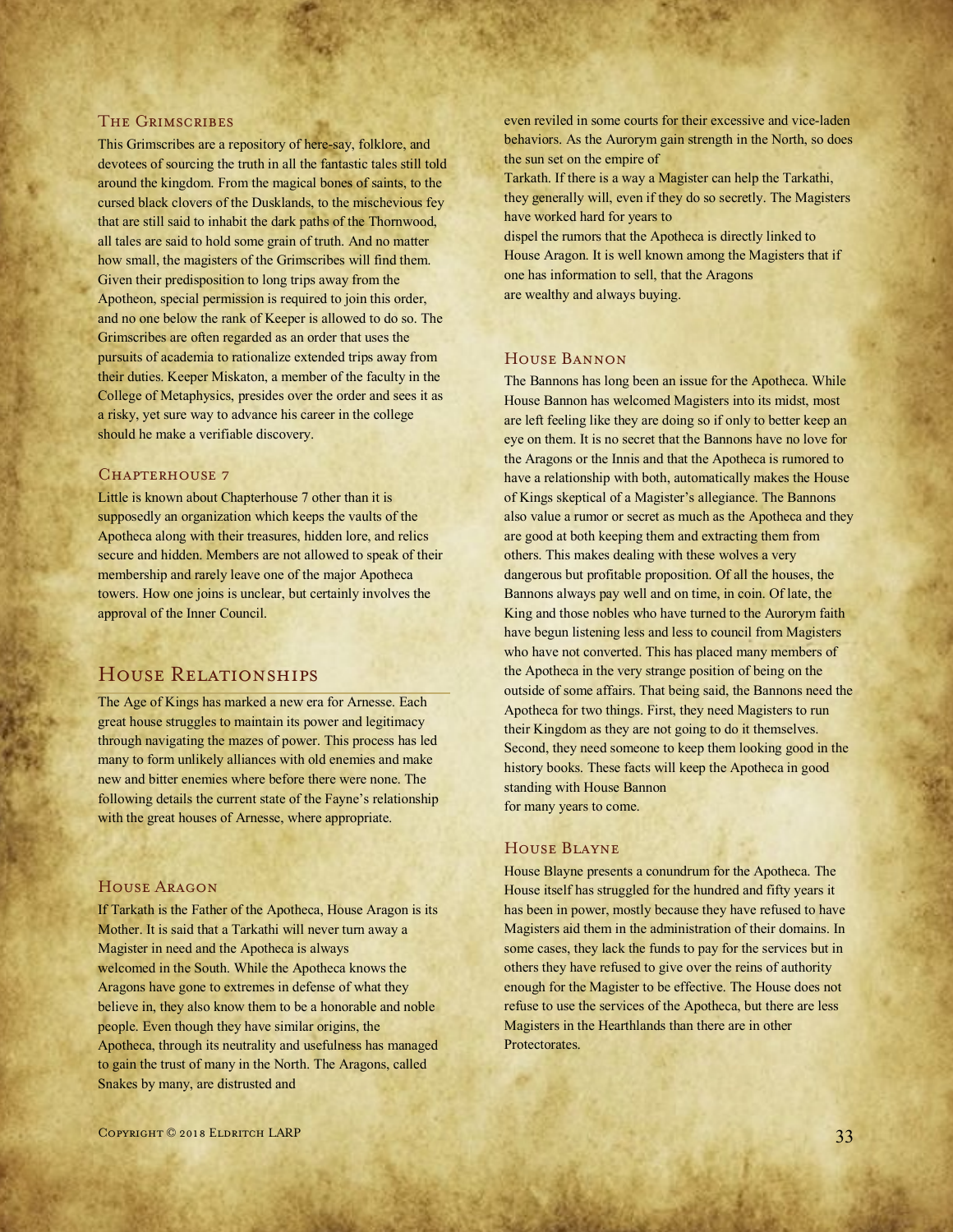### The Grimscribes

This Grimscribes are a repository of here-say, folklore, and devotees of sourcing the truth in all the fantastic tales still told around the kingdom. From the magical bones of saints, to the cursed black clovers of the Dusklands, to the mischevious fey that are still said to inhabit the dark paths of the Thornwood, all tales are said to hold some grain of truth. And no matter how small, the magisters of the Grimscribes will find them. Given their predisposition to long trips away from the Apotheon, special permission is required to join this order, and no one below the rank of Keeper is allowed to do so. The Grimscribes are often regarded as an order that uses the pursuits of academia to rationalize extended trips away from their duties. Keeper Miskaton, a member of the faculty in the College of Metaphysics, presides over the order and sees it as a risky, yet sure way to advance his career in the college should he make a verifiable discovery.

### Chapterhouse 7

Little is known about Chapterhouse 7 other than it is supposedly an organization which keeps the vaults of the Apotheca along with their treasures, hidden lore, and relics secure and hidden. Members are not allowed to speak of their membership and rarely leave one of the major Apotheca towers. How one joins is unclear, but certainly involves the approval of the Inner Council.

## House Relationships

The Age of Kings has marked a new era for Arnesse. Each great house struggles to maintain its power and legitimacy through navigating the mazes of power. This process has led many to form unlikely alliances with old enemies and make new and bitter enemies where before there were none. The following details the current state of the Fayne's relationship with the great houses of Arnesse, where appropriate.

### House Aragon

If Tarkath is the Father of the Apotheca, House Aragon is its Mother. It is said that a Tarkathi will never turn away a Magister in need and the Apotheca is always welcomed in the South. While the Apotheca knows the Aragons have gone to extremes in defense of what they believe in, they also know them to be a honorable and noble people. Even though they have similar origins, the Apotheca, through its neutrality and usefulness has managed to gain the trust of many in the North. The Aragons, called Snakes by many, are distrusted and even reviled in some courts for their excessive and vice-laden behaviors. As the Aurorym gain strength in the North, so does the sun set on the empire of Tarkath. If there is a way a Magister can help the Tarkathi, they generally will, even if they do so secretly. The Magisters have worked hard for years to dispel the rumors that the Apotheca is directly linked to House Aragon. It is well known among the Magisters that if one has information to sell, that the Aragons are wealthy and always buying.

### House Bannon

The Bannons has long been an issue for the Apotheca. While House Bannon has welcomed Magisters into its midst, most are left feeling like they are doing so if only to better keep an eye on them. It is no secret that the Bannons have no love for the Aragons or the Innis and that the Apotheca is rumored to have a relationship with both, automatically makes the House of Kings skeptical of a Magister's allegiance. The Bannons also value a rumor or secret as much as the Apotheca and they are good at both keeping them and extracting them from others. This makes dealing with these wolves a very dangerous but profitable proposition. Of all the houses, the Bannons always pay well and on time, in coin. Of late, the King and those nobles who have turned to the Aurorym faith have begun listening less and less to council from Magisters who have not converted. This has placed many members of the Apotheca in the very strange position of being on the outside of some affairs. That being said, the Bannons need the Apotheca for two things. First, they need Magisters to run their Kingdom as they are not going to do it themselves. Second, they need someone to keep them looking good in the history books. These facts will keep the Apotheca in good standing with House Bannon for many years to come.

### House Blayne

House Blayne presents a conundrum for the Apotheca. The House itself has struggled for the hundred and fifty years it has been in power, mostly because they have refused to have Magisters aid them in the administration of their domains. In some cases, they lack the funds to pay for the services but in others they have refused to give over the reins of authority enough for the Magister to be effective. The House does not refuse to use the services of the Apotheca, but there are less Magisters in the Hearthlands than there are in other Protectorates.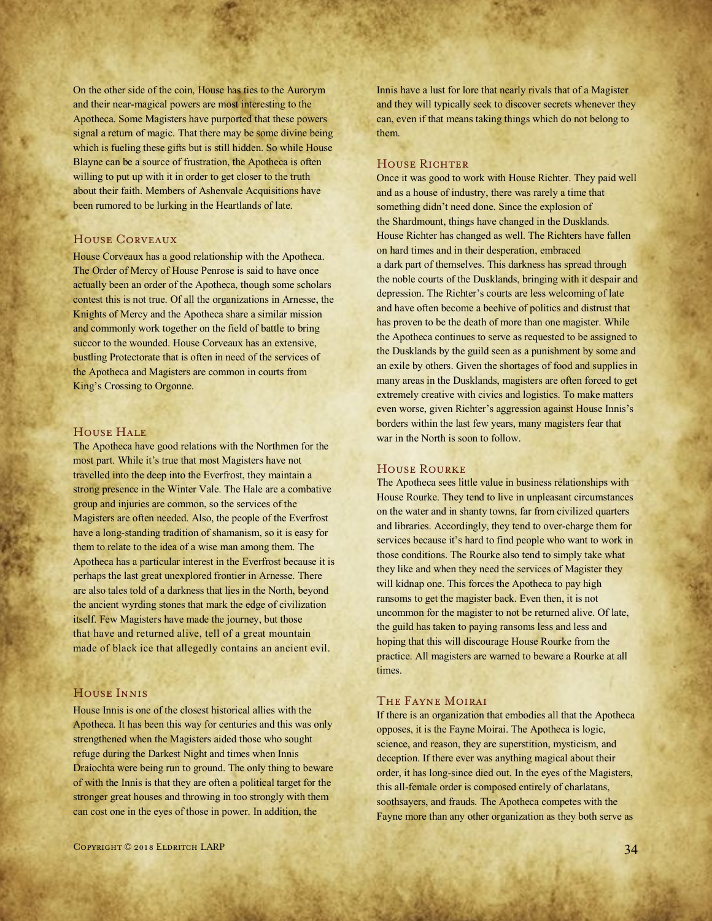On the other side of the coin, House has ties to the Aurorym and their near-magical powers are most interesting to the Apotheca. Some Magisters have purported that these powers signal a return of magic. That there may be some divine being which is fueling these gifts but is still hidden. So while House Blayne can be a source of frustration, the Apotheca is often willing to put up with it in order to get closer to the truth about their faith. Members of Ashenvale Acquisitions have been rumored to be lurking in the Heartlands of late.

## House Corveaux

House Corveaux has a good relationship with the Apotheca. The Order of Mercy of House Penrose is said to have once actually been an order of the Apotheca, though some scholars contest this is not true. Of all the organizations in Arnesse, the Knights of Mercy and the Apotheca share a similar mission and commonly work together on the field of battle to bring succor to the wounded. House Corveaux has an extensive, bustling Protectorate that is often in need of the services of the Apotheca and Magisters are common in courts from King's Crossing to Orgonne.

## House Hale

The Apotheca have good relations with the Northmen for the most part. While it's true that most Magisters have not travelled into the deep into the Everfrost, they maintain a strong presence in the Winter Vale. The Hale are a combative group and injuries are common, so the services of the Magisters are often needed. Also, the people of the Everfrost have a long-standing tradition of shamanism, so it is easy for them to relate to the idea of a wise man among them. The Apotheca has a particular interest in the Everfrost because it is perhaps the last great unexplored frontier in Arnesse. There are also tales told of a darkness that lies in the North, beyond the ancient wyrding stones that mark the edge of civilization itself. Few Magisters have made the journey, but those that have and returned alive, tell of a great mountain made of black ice that allegedly contains an ancient evil.

## House Innis

House Innis is one of the closest historical allies with the Apotheca. It has been this way for centuries and this was only strengthened when the Magisters aided those who sought refuge during the Darkest Night and times when Innis Draíochta were being run to ground. The only thing to beware of with the Innis is that they are often a political target for the stronger great houses and throwing in too strongly with them can cost one in the eyes of those in power. In addition, the Innis have a lust for lore that nearly rivals that of a Magister and they will typically seek to discover secrets whenever they can, even if that means taking things which do not belong to them.

## House Richter

Once it was good to work with House Richter. They paid well and as a house of industry, there was rarely a time that something didn't need done. Since the explosion of the Shardmount, things have changed in the Dusklands. House Richter has changed as well. The Richters have fallen on hard times and in their desperation, embraced a dark part of themselves. This darkness has spread through the noble courts of the Dusklands, bringing with it despair and depression. The Richter's courts are less welcoming of late and have often become a beehive of politics and distrust that has proven to be the death of more than one magister. While the Apotheca continues to serve as requested to be assigned to the Dusklands by the guild seen as a punishment by some and an exile by others. Given the shortages of food and supplies in many areas in the Dusklands, magisters are often forced to get extremely creative with civics and logistics. To make matters even worse, given Richter's aggression against House Innis's borders within the last few years, many magisters fear that war in the North is soon to follow.

## House Rourke

The Apotheca sees little value in business relationships with House Rourke. They tend to live in unpleasant circumstances on the water and in shanty towns, far from civilized quarters and libraries. Accordingly, they tend to over-charge them for services because it's hard to find people who want to work in those conditions. The Rourke also tend to simply take what they like and when they need the services of Magister they will kidnap one. This forces the Apotheca to pay high ransoms to get the magister back. Even then, it is not uncommon for the magister to not be returned alive. Of late, the guild has taken to paying ransoms less and less and hoping that this will discourage House Rourke from the practice. All magisters are warned to beware a Rourke at all times.

## The Fayne Moirai

If there is an organization that embodies all that the Apotheca opposes, it is the Fayne Moirai. The Apotheca is logic, science, and reason, they are superstition, mysticism, and deception. If there ever was anything magical about their order, it has long-since died out. In the eyes of the Magisters, this all-female order is composed entirely of charlatans, soothsayers, and frauds. The Apotheca competes with the Fayne more than any other organization as they both serve as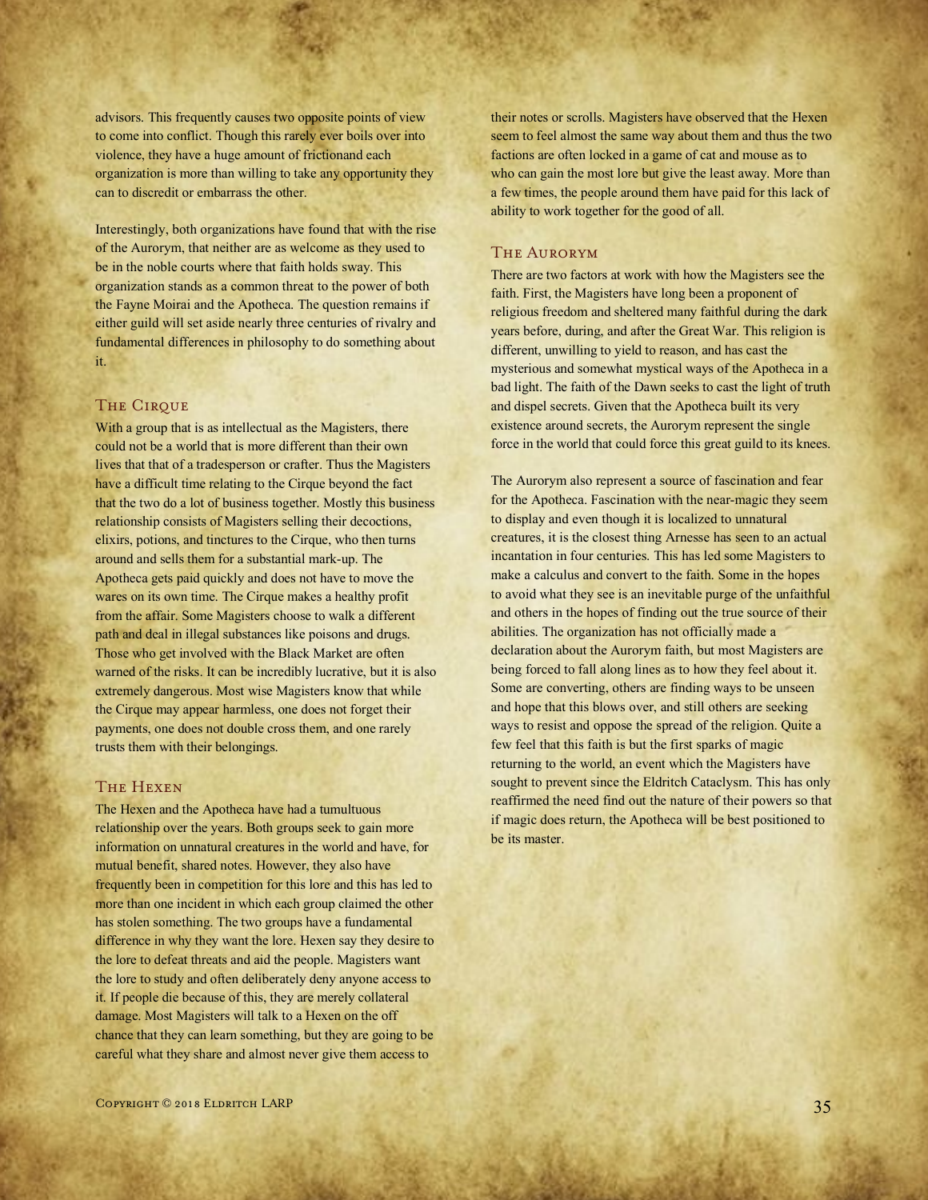advisors. This frequently causes two opposite points of view to come into conflict. Though this rarely ever boils over into violence, they have a huge amount of frictionand each organization is more than willing to take any opportunity they can to discredit or embarrass the other.

Interestingly, both organizations have found that with the rise of the Aurorym, that neither are as welcome as they used to be in the noble courts where that faith holds sway. This organization stands as a common threat to the power of both the Fayne Moirai and the Apotheca. The question remains if either guild will set aside nearly three centuries of rivalry and fundamental differences in philosophy to do something about it.

### The Cirque

With a group that is as intellectual as the Magisters, there could not be a world that is more different than their own lives that that of a tradesperson or crafter. Thus the Magisters have a difficult time relating to the Cirque beyond the fact that the two do a lot of business together. Mostly this business relationship consists of Magisters selling their decoctions, elixirs, potions, and tinctures to the Cirque, who then turns around and sells them for a substantial mark-up. The Apotheca gets paid quickly and does not have to move the wares on its own time. The Cirque makes a healthy profit from the affair. Some Magisters choose to walk a different path and deal in illegal substances like poisons and drugs. Those who get involved with the Black Market are often warned of the risks. It can be incredibly lucrative, but it is also extremely dangerous. Most wise Magisters know that while the Cirque may appear harmless, one does not forget their payments, one does not double cross them, and one rarely trusts them with their belongings.

### The Hexen

The Hexen and the Apotheca have had a tumultuous relationship over the years. Both groups seek to gain more information on unnatural creatures in the world and have, for mutual benefit, shared notes. However, they also have frequently been in competition for this lore and this has led to more than one incident in which each group claimed the other has stolen something. The two groups have a fundamental difference in why they want the lore. Hexen say they desire to the lore to defeat threats and aid the people. Magisters want the lore to study and often deliberately deny anyone access to it. If people die because of this, they are merely collateral damage. Most Magisters will talk to a Hexen on the off chance that they can learn something, but they are going to be careful what they share and almost never give them access to their notes or scrolls. Magisters have observed that the Hexen seem to feel almost the same way about them and thus the two factions are often locked in a game of cat and mouse as to who can gain the most lore but give the least away. More than a few times, the people around them have paid for this lack of ability to work together for the good of all.

### The Aurorym

There are two factors at work with how the Magisters see the faith. First, the Magisters have long been a proponent of religious freedom and sheltered many faithful during the dark years before, during, and after the Great War. This religion is different, unwilling to yield to reason, and has cast the mysterious and somewhat mystical ways of the Apotheca in a bad light. The faith of the Dawn seeks to cast the light of truth and dispel secrets. Given that the Apotheca built its very existence around secrets, the Aurorym represent the single force in the world that could force this great guild to its knees.

The Aurorym also represent a source of fascination and fear for the Apotheca. Fascination with the near-magic they seem to display and even though it is localized to unnatural creatures, it is the closest thing Arnesse has seen to an actual incantation in four centuries. This has led some Magisters to make a calculus and convert to the faith. Some in the hopes to avoid what they see is an inevitable purge of the unfaithful and others in the hopes of finding out the true source of their abilities. The organization has not officially made a declaration about the Aurorym faith, but most Magisters are being forced to fall along lines as to how they feel about it. Some are converting, others are finding ways to be unseen and hope that this blows over, and still others are seeking ways to resist and oppose the spread of the religion. Quite a few feel that this faith is but the first sparks of magic returning to the world, an event which the Magisters have sought to prevent since the Eldritch Cataclysm. This has only reaffirmed the need find out the nature of their powers so that if magic does return, the Apotheca will be best positioned to be its master.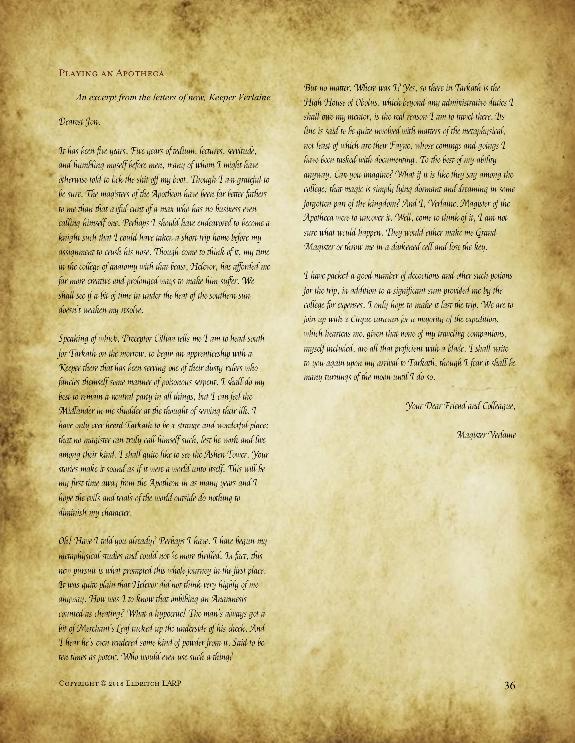## Playing an Apotheca

*An excerpt from the letters of now, Keeper Verlaine*

*Dearest Jon,*

*It has been five years. Five years of tedium, lectures, servitude, and humbling myself before men, many of whom I might have otherwise told to lick the shit off my boot. Though I am grateful to be sure. The magisters of the Apotheon have been far better fathers to me than that awful cunt of a man who has no business even calling himself one. Perhaps I should have endeavored to become a knight such that I could have taken a short trip home before my assignment to crush his nose. Though come to think of it, my time in the college of anatomy with that beast, Helevor, has afforded me far more creative and prolonged ways to make him suffer. We shall see if a bit of time in under the heat of the southern sun doesn't weaken my resolve.*

*Speaking of which, Preceptor Cillian tells me I am to head south for Tarkath on the morrow, to begin an apprenticeship with a Keeper there that has been serving one of their dusty rulers who fancies themself some manner of poisonous serpent. I shall do my best to remain a neutral party in all things, but I can feel the Midlander in me shudder at the thought of serving their ilk. I have only ever heard Tarkath to be a strange and wonderful place; that no magister can truly call himself such, lest he work and live among their kind. I shall quite like to see the Ashen Tower. Your stories make it sound as if it were a world unto itself. This will be my first time away from the Apotheon in as many years and I hope the evils and trials of the world outside do nothing to diminish my character.*

*Oh! Have I told you already? Perhaps I have. I have begun my metaphysical studies and could not be more thrilled. In fact, this new pursuit is what prompted this whole journey in the first place. It was quite plain that Helevor did not think very highly of me anyway. How was I to know that imbibing an Anamnesis counted as cheating? What a hypocrite! The man's always got a bit of Merchant's Leaf tucked up the underside of his cheek. And I hear he's even rendered some kind of powder from it. Said to be ten times as potent. Who would even use such a thing?*

*But no matter. Where was I? Yes, so there in Tarkath is the High House of Obolus, which beyond any administrative duties I shall owe my mentor, is the real reason I am to travel there. Its line is said to be quite involved with matters of the metaphysical, not least of which are their Fayne, whose comings and goings I have been tasked with documenting. To the best of my ability anyway. Can you imagine? What if it is like they say among the college; that magic is simply lying dormant and dreaming in some forgotten part of the kingdom? And I, Verlaine, Magister of the Apotheca were to uncover it. Well, come to think of it, I am not sure what would happen. They would either make me Grand Magister or throw me in a darkened cell and lose the key.*

*I have packed a good number of decoctions and other such potions for the trip, in addition to a significant sum provided me by the college for expenses. I only hope to make it last the trip. We are to join up with a Cirque caravan for a majority of the expedition, which heartens me, given that none of my traveling companions, myself included, are all that proficient with a blade. I shall write to you again upon my arrival to Tarkath, though I fear it shall be many turnings of the moon until I do so.*

*Your Dear Friend and Colleague,*

*Magister Verlaine*